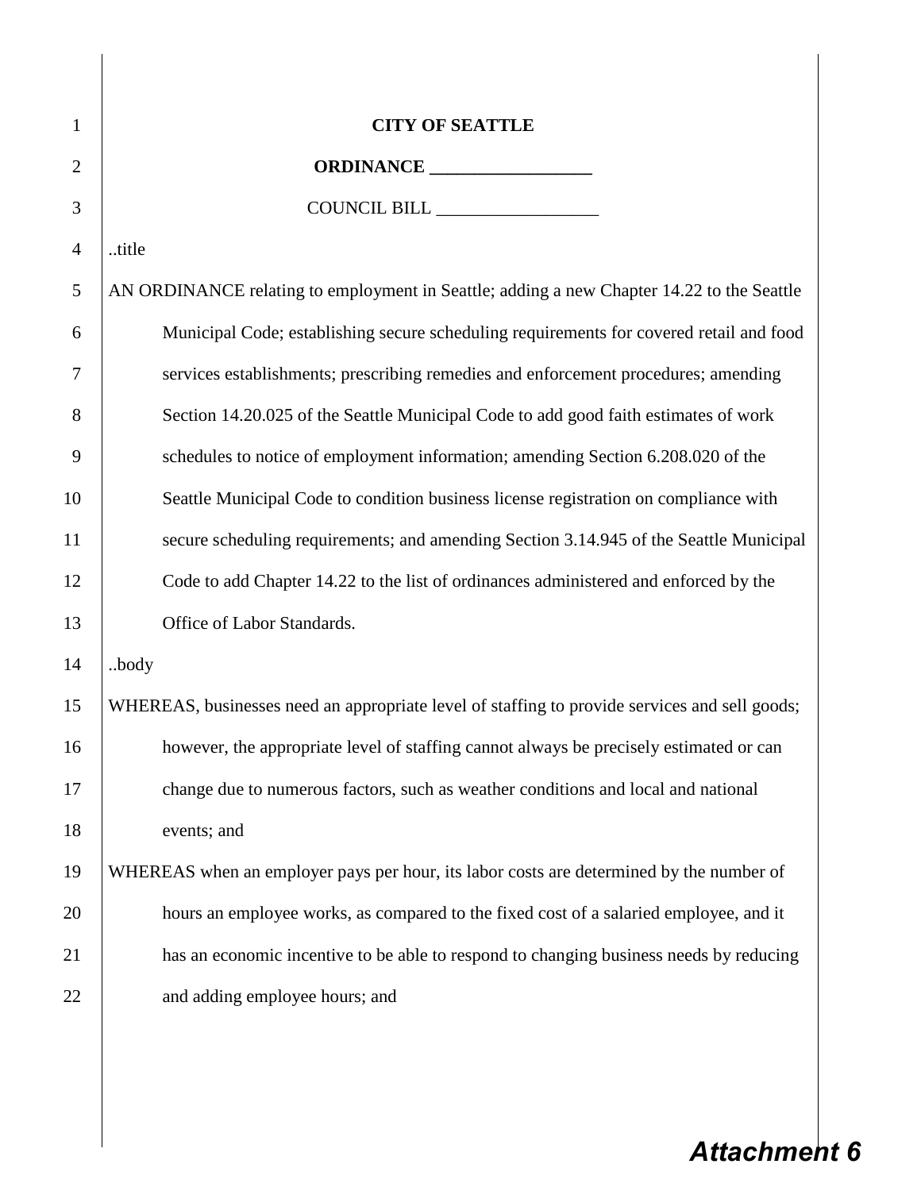**CITY OF SEATTLE**

**ORDINANCE __________________**

COUNCIL BILL __________________

..title

AN ORDINANCE relating to employment in Seattle; adding a new Chapter 14.22 to the Seattle Municipal Code; establishing secure scheduling requirements for covered retail and food services establishments; prescribing remedies and enforcement procedures; amending Section 14.20.025 of the Seattle Municipal Code to add good faith estimates of work schedules to notice of employment information; amending Section 6.208.020 of the Seattle Municipal Code to condition business license registration on compliance with secure scheduling requirements; and amending Section 3.14.945 of the Seattle Municipal Code to add Chapter 14.22 to the list of ordinances administered and enforced by the Office of Labor Standards.

..body

WHEREAS, businesses need an appropriate level of staffing to provide services and sell goods; however, the appropriate level of staffing cannot always be precisely estimated or can change due to numerous factors, such as weather conditions and local and national events; and

WHEREAS when an employer pays per hour, its labor costs are determined by the number of hours an employee works, as compared to the fixed cost of a salaried employee, and it has an economic incentive to be able to respond to changing business needs by reducing and adding employee hours; and

***Attachment 6***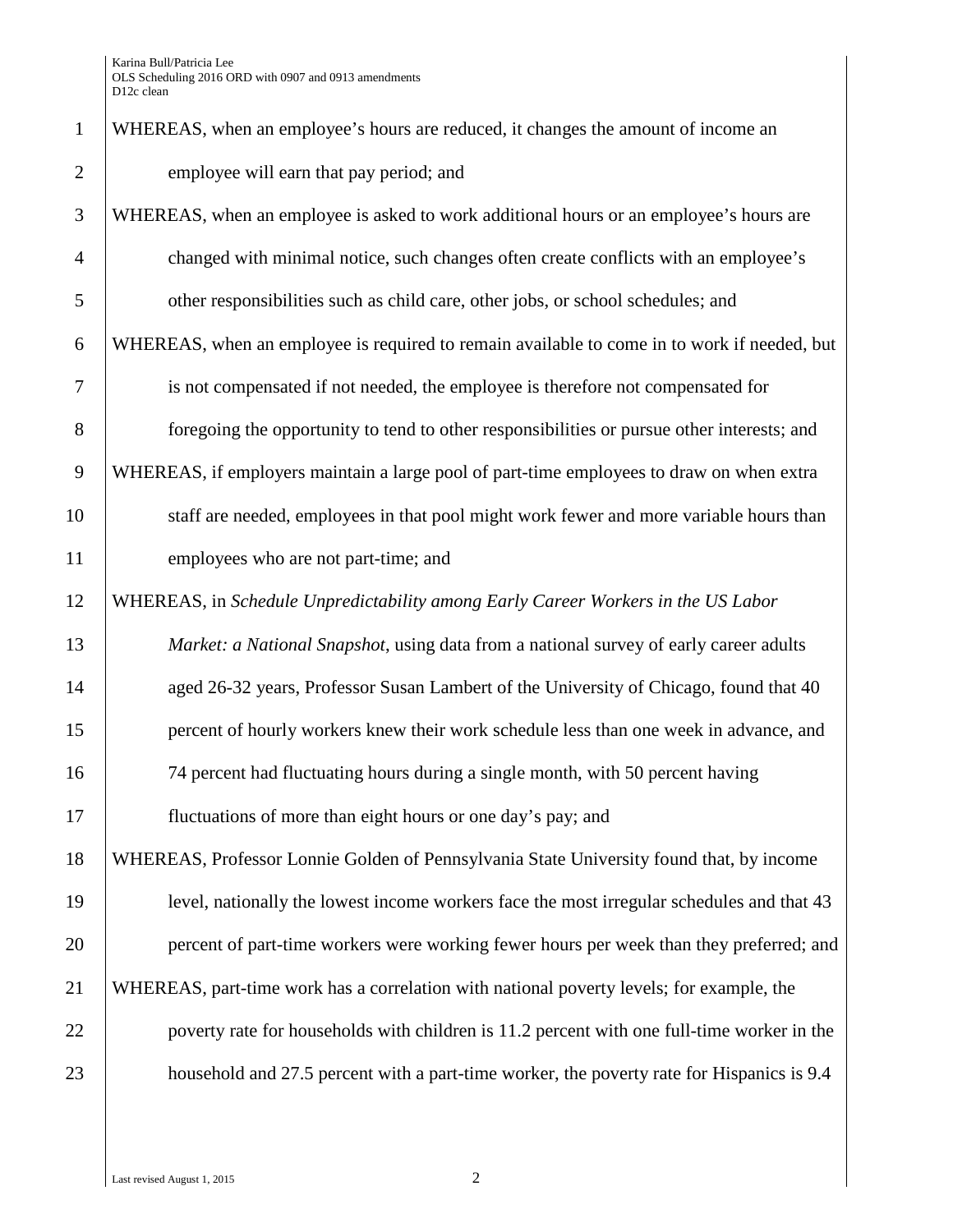WHEREAS, when an employee's hours are reduced, it changes the amount of income an employee will earn that pay period; and

WHEREAS, when an employee is asked to work additional hours or an employee's hours are changed with minimal notice, such changes often create conflicts with an employee's other responsibilities such as child care, other jobs, or school schedules; and

WHEREAS, when an employee is required to remain available to come in to work if needed, but is not compensated if not needed, the employee is therefore not compensated for foregoing the opportunity to tend to other responsibilities or pursue other interests; and

WHEREAS, if employers maintain a large pool of part-time employees to draw on when extra staff are needed, employees in that pool might work fewer and more variable hours than employees who are not part-time; and

WHEREAS, in *Schedule Unpredictability among Early Career Workers in the US Labor Market: a National Snapshot*, using data from a national survey of early career adults aged 26-32 years, Professor Susan Lambert of the University of Chicago, found that 40 percent of hourly workers knew their work schedule less than one week in advance, and 74 percent had fluctuating hours during a single month, with 50 percent having fluctuations of more than eight hours or one day's pay; and

WHEREAS, Professor Lonnie Golden of Pennsylvania State University found that, by income level, nationally the lowest income workers face the most irregular schedules and that 43 percent of part-time workers were working fewer hours per week than they preferred; and

WHEREAS, part-time work has a correlation with national poverty levels; for example, the poverty rate for households with children is 11.2 percent with one full-time worker in the household and 27.5 percent with a part-time worker, the poverty rate for Hispanics is 9.4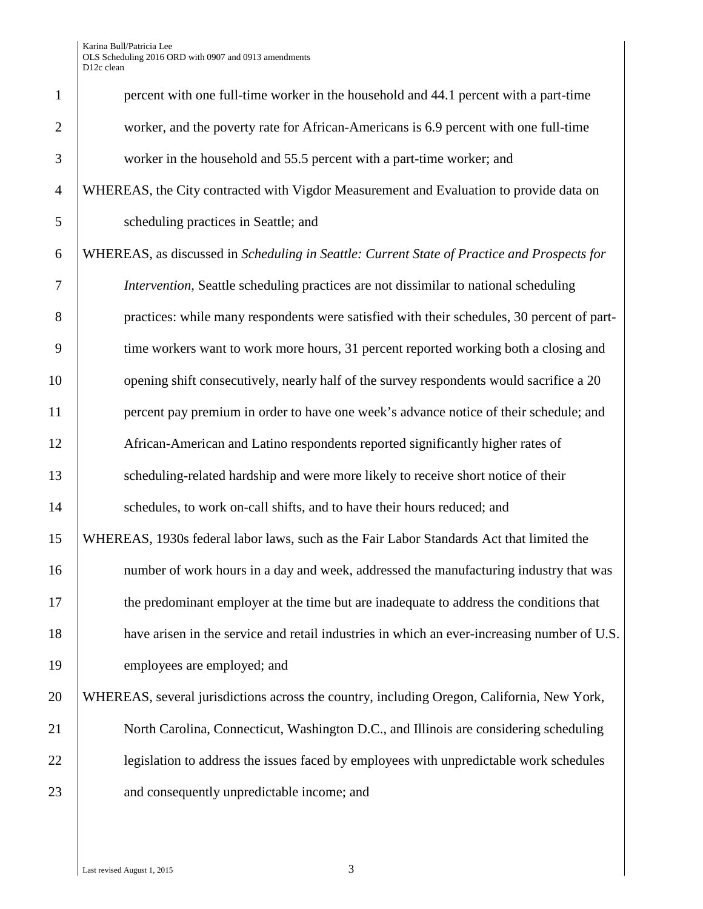percent with one full-time worker in the household and 44.1 percent with a part-time worker, and the poverty rate for African-Americans is 6.9 percent with one full-time worker in the household and 55.5 percent with a part-time worker; and

WHEREAS, the City contracted with Vigdor Measurement and Evaluation to provide data on scheduling practices in Seattle; and

WHEREAS, as discussed in *Scheduling in Seattle: Current State of Practice and Prospects for Intervention,* Seattle scheduling practices are not dissimilar to national scheduling practices: while many respondents were satisfied with their schedules, 30 percent of part-time workers want to work more hours, 31 percent reported working both a closing and opening shift consecutively, nearly half of the survey respondents would sacrifice a 20 percent pay premium in order to have one week's advance notice of their schedule; and African-American and Latino respondents reported significantly higher rates of scheduling-related hardship and were more likely to receive short notice of their schedules, to work on-call shifts, and to have their hours reduced; and

WHEREAS, 1930s federal labor laws, such as the Fair Labor Standards Act that limited the number of work hours in a day and week, addressed the manufacturing industry that was the predominant employer at the time but are inadequate to address the conditions that have arisen in the service and retail industries in which an ever-increasing number of U.S. employees are employed; and

WHEREAS, several jurisdictions across the country, including Oregon, California, New York, North Carolina, Connecticut, Washington D.C., and Illinois are considering scheduling legislation to address the issues faced by employees with unpredictable work schedules and consequently unpredictable income; and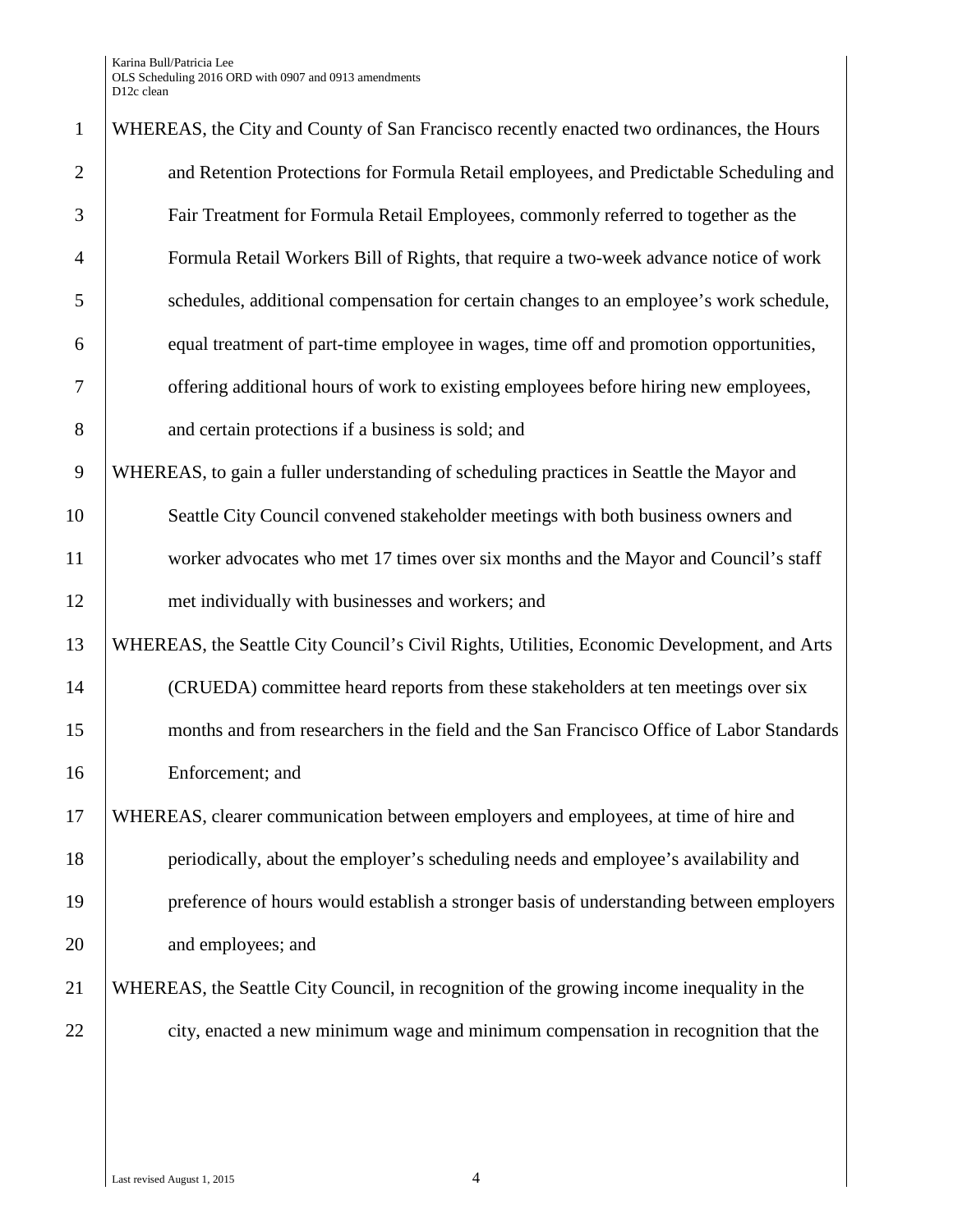WHEREAS, the City and County of San Francisco recently enacted two ordinances, the Hours and Retention Protections for Formula Retail employees, and Predictable Scheduling and Fair Treatment for Formula Retail Employees, commonly referred to together as the Formula Retail Workers Bill of Rights, that require a two-week advance notice of work schedules, additional compensation for certain changes to an employee's work schedule, equal treatment of part-time employee in wages, time off and promotion opportunities, offering additional hours of work to existing employees before hiring new employees, and certain protections if a business is sold; and

WHEREAS, to gain a fuller understanding of scheduling practices in Seattle the Mayor and Seattle City Council convened stakeholder meetings with both business owners and worker advocates who met 17 times over six months and the Mayor and Council's staff met individually with businesses and workers; and

WHEREAS, the Seattle City Council's Civil Rights, Utilities, Economic Development, and Arts (CRUEDA) committee heard reports from these stakeholders at ten meetings over six months and from researchers in the field and the San Francisco Office of Labor Standards Enforcement; and

WHEREAS, clearer communication between employers and employees, at time of hire and periodically, about the employer's scheduling needs and employee's availability and preference of hours would establish a stronger basis of understanding between employers and employees; and

WHEREAS, the Seattle City Council, in recognition of the growing income inequality in the city, enacted a new minimum wage and minimum compensation in recognition that the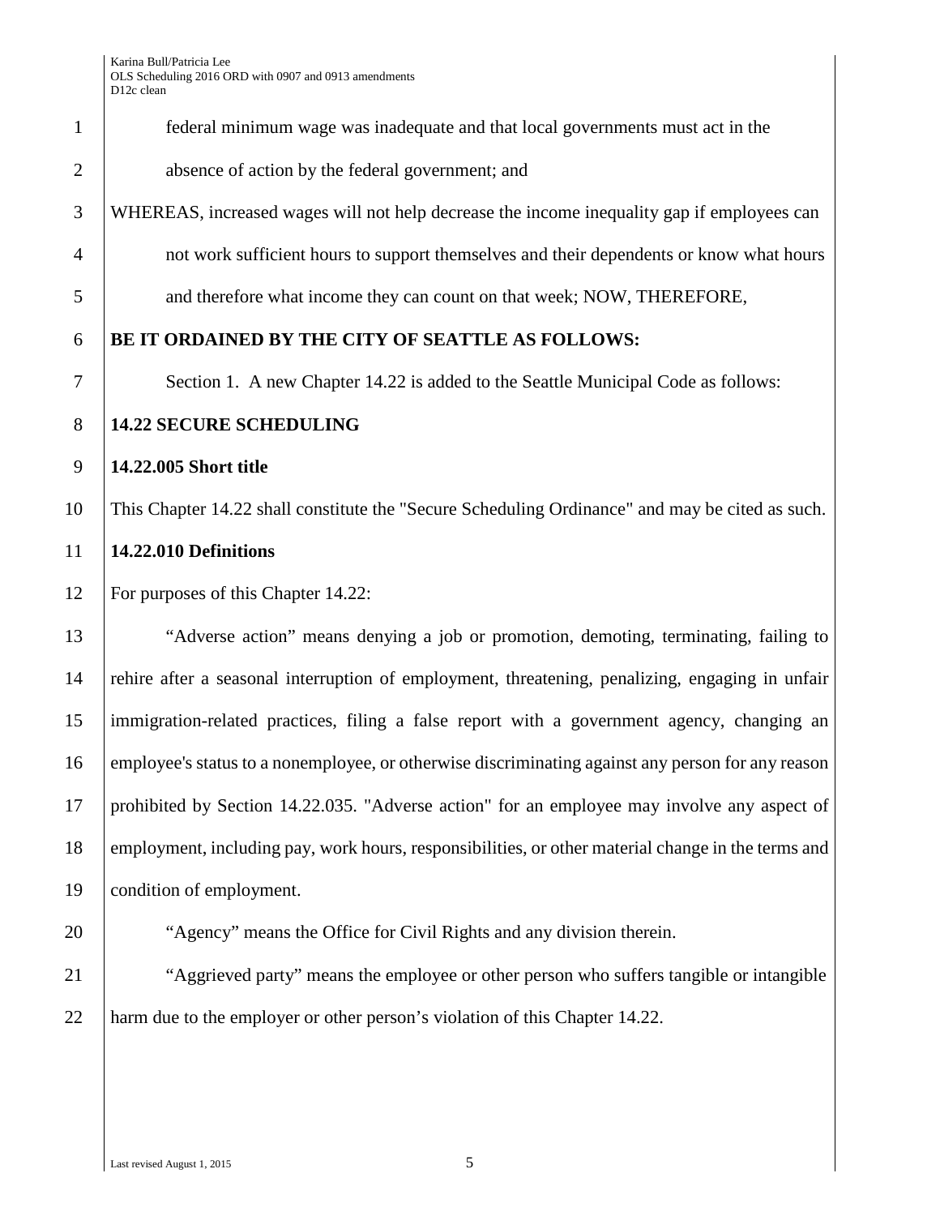federal minimum wage was inadequate and that local governments must act in the absence of action by the federal government; and

WHEREAS, increased wages will not help decrease the income inequality gap if employees can not work sufficient hours to support themselves and their dependents or know what hours and therefore what income they can count on that week; NOW, THEREFORE,

**BE IT ORDAINED BY THE CITY OF SEATTLE AS FOLLOWS:**

Section 1. A new Chapter 14.22 is added to the Seattle Municipal Code as follows:

**14.22 SECURE SCHEDULING**

**14.22.005 Short title**

This Chapter 14.22 shall constitute the "Secure Scheduling Ordinance" and may be cited as such.

**14.22.010 Definitions**

For purposes of this Chapter 14.22:

"Adverse action" means denying a job or promotion, demoting, terminating, failing to rehire after a seasonal interruption of employment, threatening, penalizing, engaging in unfair immigration-related practices, filing a false report with a government agency, changing an employee's status to a nonemployee, or otherwise discriminating against any person for any reason prohibited by Section 14.22.035. "Adverse action" for an employee may involve any aspect of employment, including pay, work hours, responsibilities, or other material change in the terms and condition of employment.

"Agency" means the Office for Civil Rights and any division therein.

"Aggrieved party" means the employee or other person who suffers tangible or intangible harm due to the employer or other person's violation of this Chapter 14.22.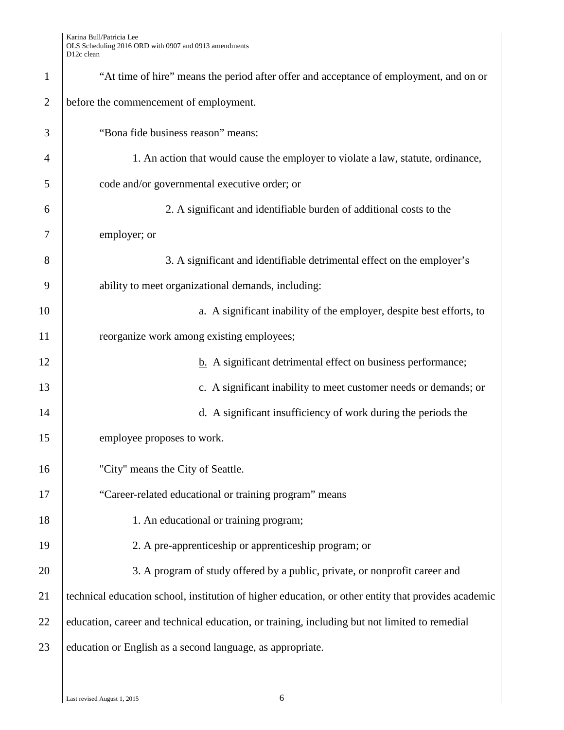"At time of hire" means the period after offer and acceptance of employment, and on or before the commencement of employment.

"Bona fide business reason" means:

1. An action that would cause the employer to violate a law, statute, ordinance, code and/or governmental executive order; or

2. A significant and identifiable burden of additional costs to the employer; or

3. A significant and identifiable detrimental effect on the employer's ability to meet organizational demands, including:

a. A significant inability of the employer, despite best efforts, to reorganize work among existing employees;

b. A significant detrimental effect on business performance;

c. A significant inability to meet customer needs or demands; or

d. A significant insufficiency of work during the periods the employee proposes to work.

"City" means the City of Seattle.

"Career-related educational or training program" means

1. An educational or training program;

2. A pre-apprenticeship or apprenticeship program; or

3. A program of study offered by a public, private, or nonprofit career and technical education school, institution of higher education, or other entity that provides academic education, career and technical education, or training, including but not limited to remedial education or English as a second language, as appropriate.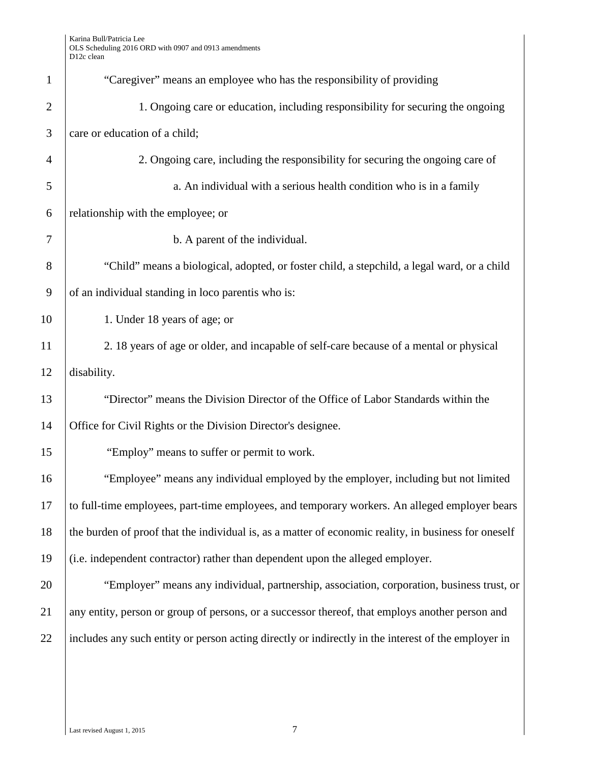"Caregiver" means an employee who has the responsibility of providing

1. Ongoing care or education, including responsibility for securing the ongoing care or education of a child;

2. Ongoing care, including the responsibility for securing the ongoing care of

a. An individual with a serious health condition who is in a family relationship with the employee; or

b. A parent of the individual.

"Child" means a biological, adopted, or foster child, a stepchild, a legal ward, or a child of an individual standing in loco parentis who is:

1. Under 18 years of age; or

2. 18 years of age or older, and incapable of self-care because of a mental or physical disability.

"Director" means the Division Director of the Office of Labor Standards within the Office for Civil Rights or the Division Director's designee.

"Employ" means to suffer or permit to work.

"Employee" means any individual employed by the employer, including but not limited to full-time employees, part-time employees, and temporary workers. An alleged employer bears the burden of proof that the individual is, as a matter of economic reality, in business for oneself (i.e. independent contractor) rather than dependent upon the alleged employer.

"Employer" means any individual, partnership, association, corporation, business trust, or any entity, person or group of persons, or a successor thereof, that employs another person and includes any such entity or person acting directly or indirectly in the interest of the employer in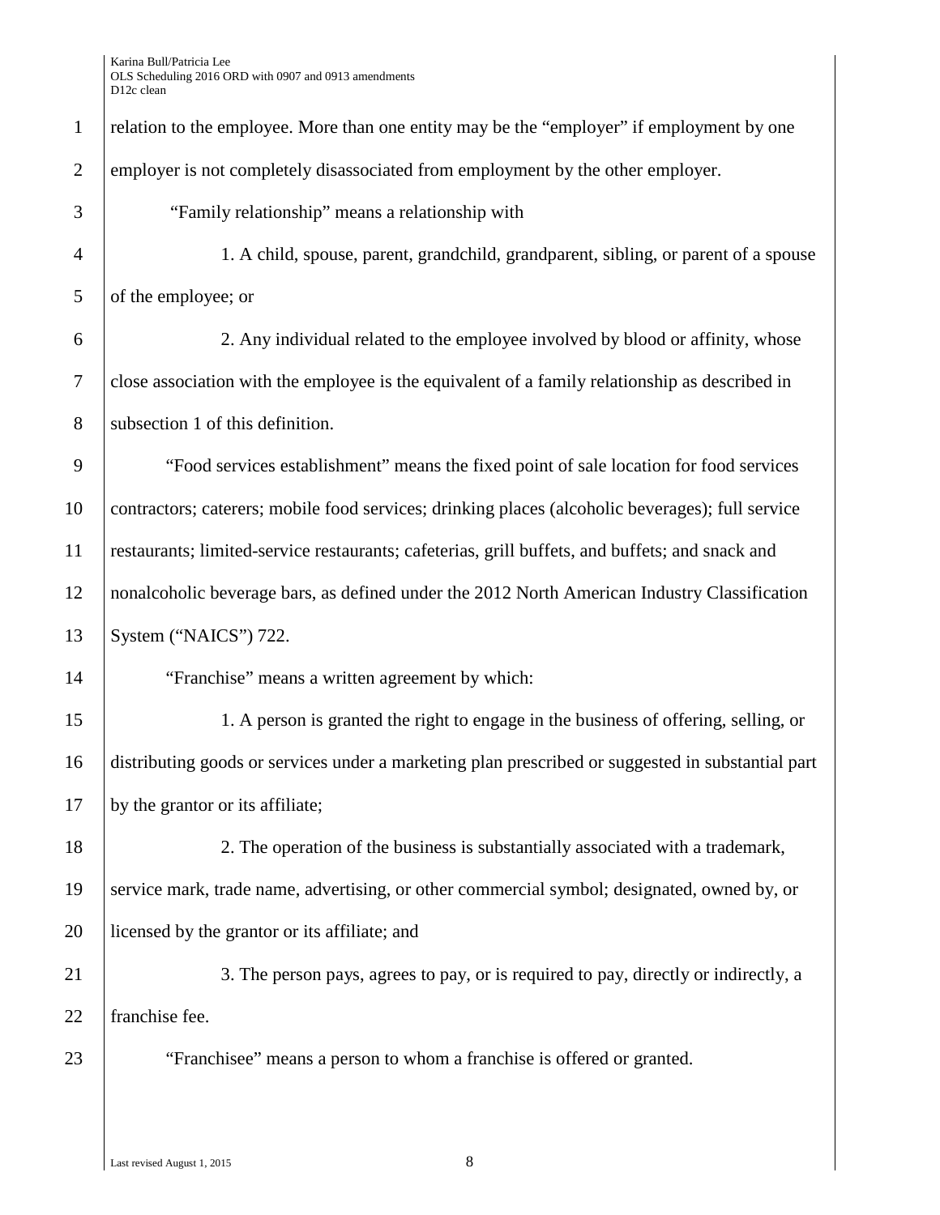relation to the employee. More than one entity may be the "employer" if employment by one employer is not completely disassociated from employment by the other employer.

"Family relationship" means a relationship with

1. A child, spouse, parent, grandchild, grandparent, sibling, or parent of a spouse of the employee; or

2. Any individual related to the employee involved by blood or affinity, whose close association with the employee is the equivalent of a family relationship as described in subsection 1 of this definition.

"Food services establishment" means the fixed point of sale location for food services contractors; caterers; mobile food services; drinking places (alcoholic beverages); full service restaurants; limited-service restaurants; cafeterias, grill buffets, and buffets; and snack and nonalcoholic beverage bars, as defined under the 2012 North American Industry Classification System ("NAICS") 722.

"Franchise" means a written agreement by which:

1. A person is granted the right to engage in the business of offering, selling, or distributing goods or services under a marketing plan prescribed or suggested in substantial part by the grantor or its affiliate;

2. The operation of the business is substantially associated with a trademark, service mark, trade name, advertising, or other commercial symbol; designated, owned by, or licensed by the grantor or its affiliate; and

3. The person pays, agrees to pay, or is required to pay, directly or indirectly, a franchise fee.

"Franchisee" means a person to whom a franchise is offered or granted.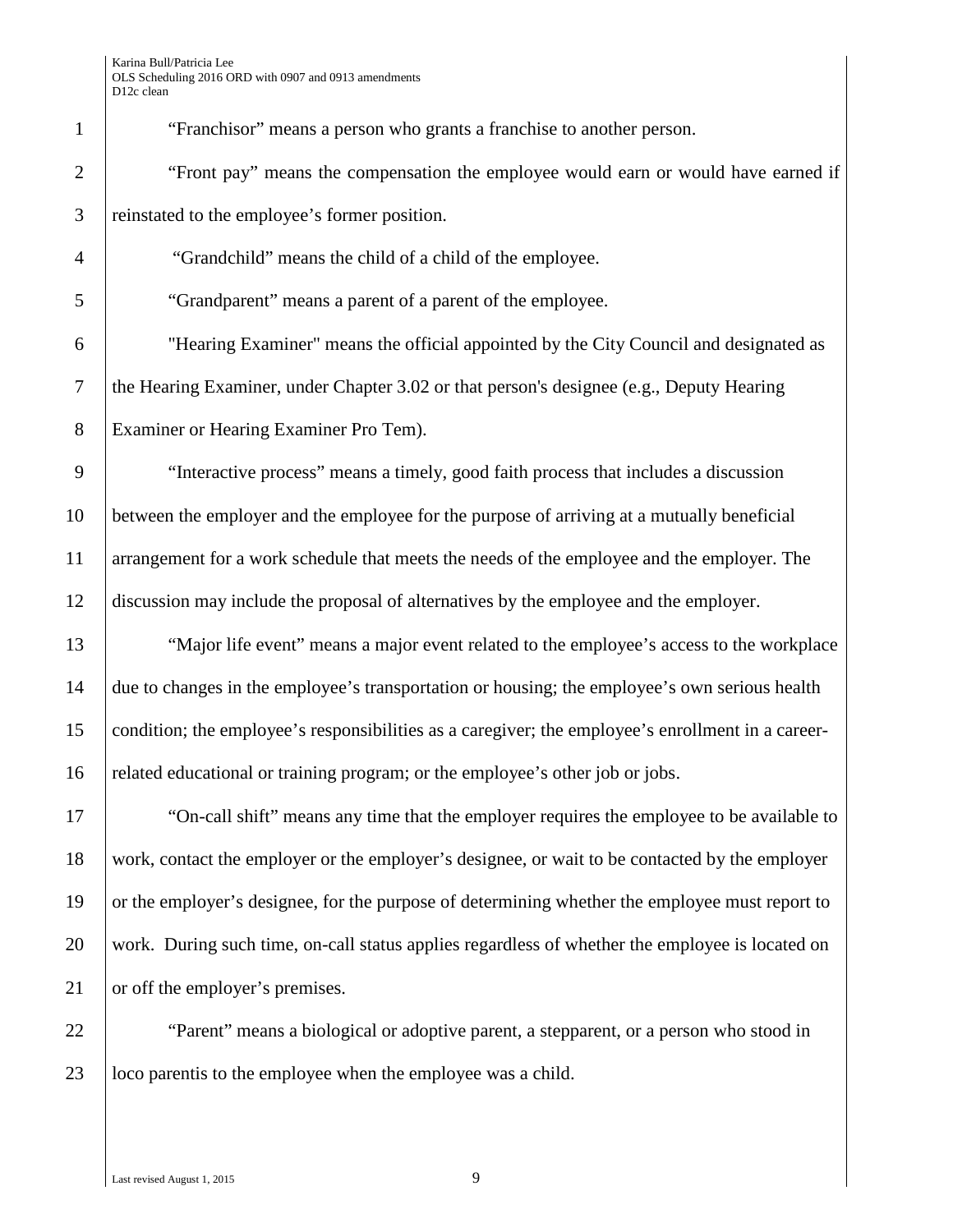"Franchisor" means a person who grants a franchise to another person.

"Front pay" means the compensation the employee would earn or would have earned if reinstated to the employee's former position.

"Grandchild" means the child of a child of the employee.

"Grandparent" means a parent of a parent of the employee.

"Hearing Examiner" means the official appointed by the City Council and designated as the Hearing Examiner, under Chapter 3.02 or that person's designee (e.g., Deputy Hearing Examiner or Hearing Examiner Pro Tem).

"Interactive process" means a timely, good faith process that includes a discussion between the employer and the employee for the purpose of arriving at a mutually beneficial arrangement for a work schedule that meets the needs of the employee and the employer. The discussion may include the proposal of alternatives by the employee and the employer.

"Major life event" means a major event related to the employee's access to the workplace due to changes in the employee's transportation or housing; the employee's own serious health condition; the employee's responsibilities as a caregiver; the employee's enrollment in a career-related educational or training program; or the employee's other job or jobs.

"On-call shift" means any time that the employer requires the employee to be available to work, contact the employer or the employer's designee, or wait to be contacted by the employer or the employer's designee, for the purpose of determining whether the employee must report to work. During such time, on-call status applies regardless of whether the employee is located on or off the employer's premises.

"Parent" means a biological or adoptive parent, a stepparent, or a person who stood in loco parentis to the employee when the employee was a child.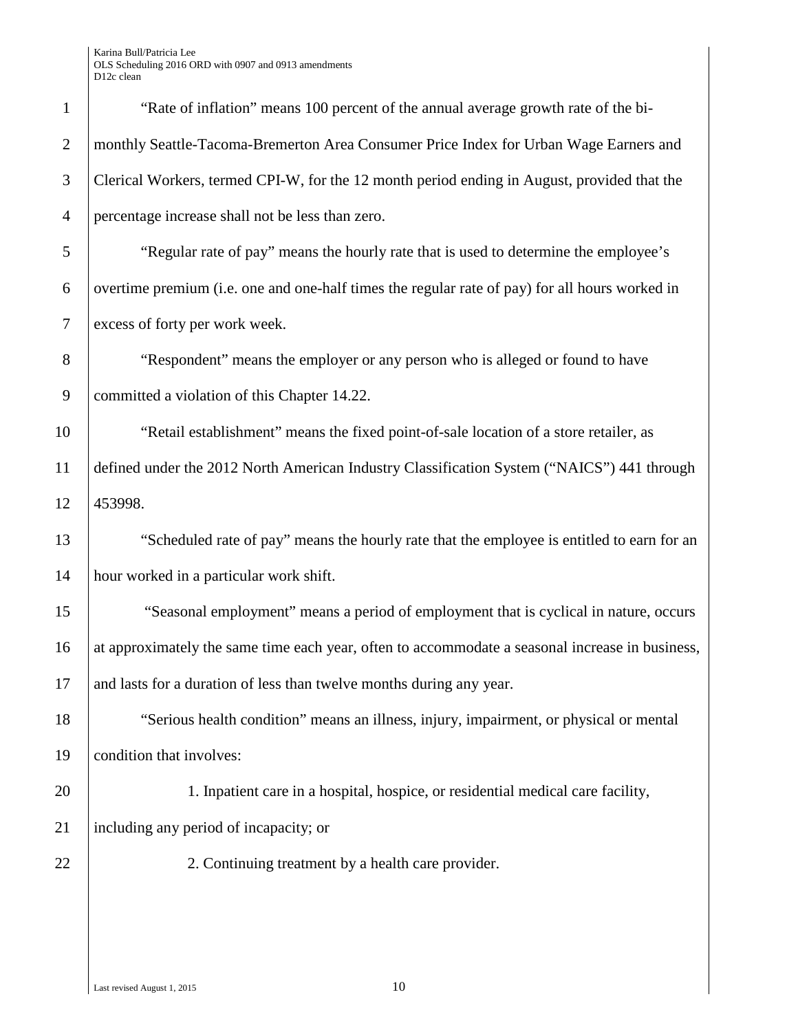"Rate of inflation" means 100 percent of the annual average growth rate of the bi-monthly Seattle-Tacoma-Bremerton Area Consumer Price Index for Urban Wage Earners and Clerical Workers, termed CPI-W, for the 12 month period ending in August, provided that the percentage increase shall not be less than zero.

"Regular rate of pay" means the hourly rate that is used to determine the employee's overtime premium (i.e. one and one-half times the regular rate of pay) for all hours worked in excess of forty per work week.

"Respondent" means the employer or any person who is alleged or found to have committed a violation of this Chapter 14.22.

"Retail establishment" means the fixed point-of-sale location of a store retailer, as defined under the 2012 North American Industry Classification System ("NAICS") 441 through 453998.

"Scheduled rate of pay" means the hourly rate that the employee is entitled to earn for an hour worked in a particular work shift.

"Seasonal employment" means a period of employment that is cyclical in nature, occurs at approximately the same time each year, often to accommodate a seasonal increase in business, and lasts for a duration of less than twelve months during any year.

"Serious health condition" means an illness, injury, impairment, or physical or mental condition that involves:

1. Inpatient care in a hospital, hospice, or residential medical care facility, including any period of incapacity; or

2. Continuing treatment by a health care provider.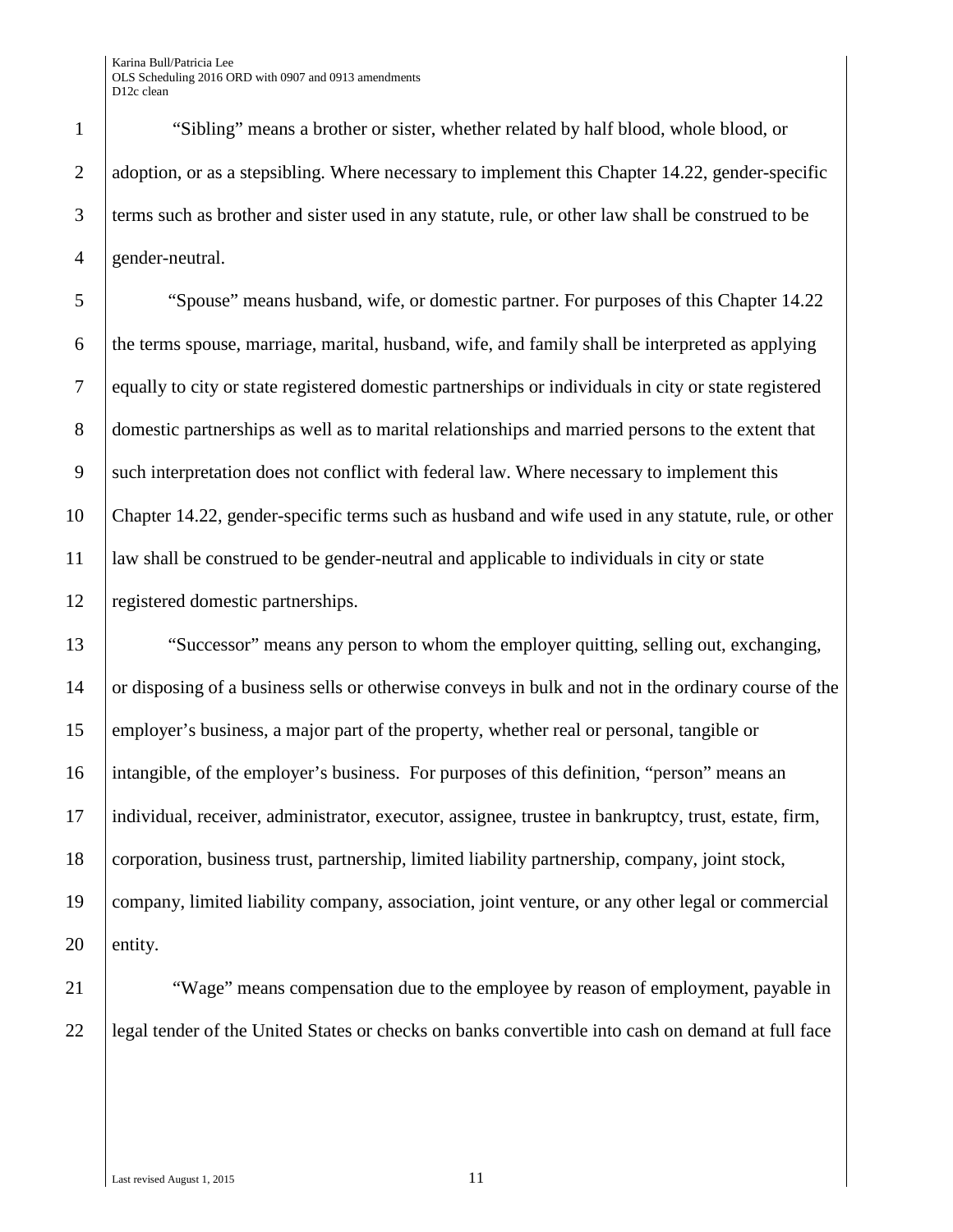"Sibling" means a brother or sister, whether related by half blood, whole blood, or adoption, or as a stepsibling. Where necessary to implement this Chapter 14.22, gender-specific terms such as brother and sister used in any statute, rule, or other law shall be construed to be gender-neutral.

"Spouse" means husband, wife, or domestic partner. For purposes of this Chapter 14.22 the terms spouse, marriage, marital, husband, wife, and family shall be interpreted as applying equally to city or state registered domestic partnerships or individuals in city or state registered domestic partnerships as well as to marital relationships and married persons to the extent that such interpretation does not conflict with federal law. Where necessary to implement this Chapter 14.22, gender-specific terms such as husband and wife used in any statute, rule, or other law shall be construed to be gender-neutral and applicable to individuals in city or state registered domestic partnerships.

"Successor" means any person to whom the employer quitting, selling out, exchanging, or disposing of a business sells or otherwise conveys in bulk and not in the ordinary course of the employer's business, a major part of the property, whether real or personal, tangible or intangible, of the employer's business. For purposes of this definition, "person" means an individual, receiver, administrator, executor, assignee, trustee in bankruptcy, trust, estate, firm, corporation, business trust, partnership, limited liability partnership, company, joint stock, company, limited liability company, association, joint venture, or any other legal or commercial entity.

"Wage" means compensation due to the employee by reason of employment, payable in legal tender of the United States or checks on banks convertible into cash on demand at full face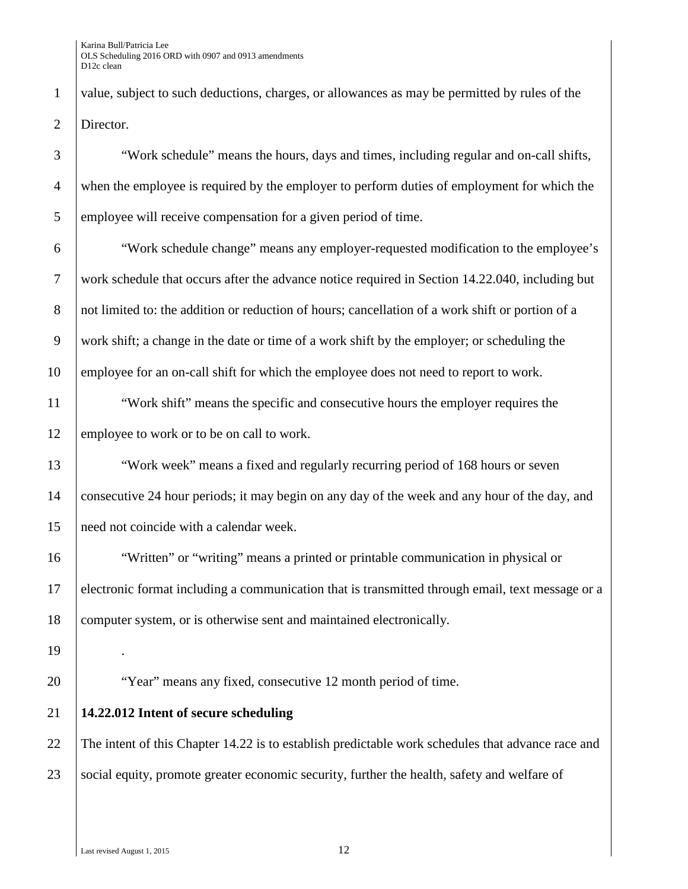value, subject to such deductions, charges, or allowances as may be permitted by rules of the Director.

"Work schedule" means the hours, days and times, including regular and on-call shifts, when the employee is required by the employer to perform duties of employment for which the employee will receive compensation for a given period of time.

"Work schedule change" means any employer-requested modification to the employee's work schedule that occurs after the advance notice required in Section 14.22.040, including but not limited to: the addition or reduction of hours; cancellation of a work shift or portion of a work shift; a change in the date or time of a work shift by the employer; or scheduling the employee for an on-call shift for which the employee does not need to report to work.

"Work shift" means the specific and consecutive hours the employer requires the employee to work or to be on call to work.

"Work week" means a fixed and regularly recurring period of 168 hours or seven consecutive 24 hour periods; it may begin on any day of the week and any hour of the day, and need not coincide with a calendar week.

"Written" or "writing" means a printed or printable communication in physical or electronic format including a communication that is transmitted through email, text message or a computer system, or is otherwise sent and maintained electronically.

.

"Year" means any fixed, consecutive 12 month period of time.

**14.22.012 Intent of secure scheduling**

The intent of this Chapter 14.22 is to establish predictable work schedules that advance race and social equity, promote greater economic security, further the health, safety and welfare of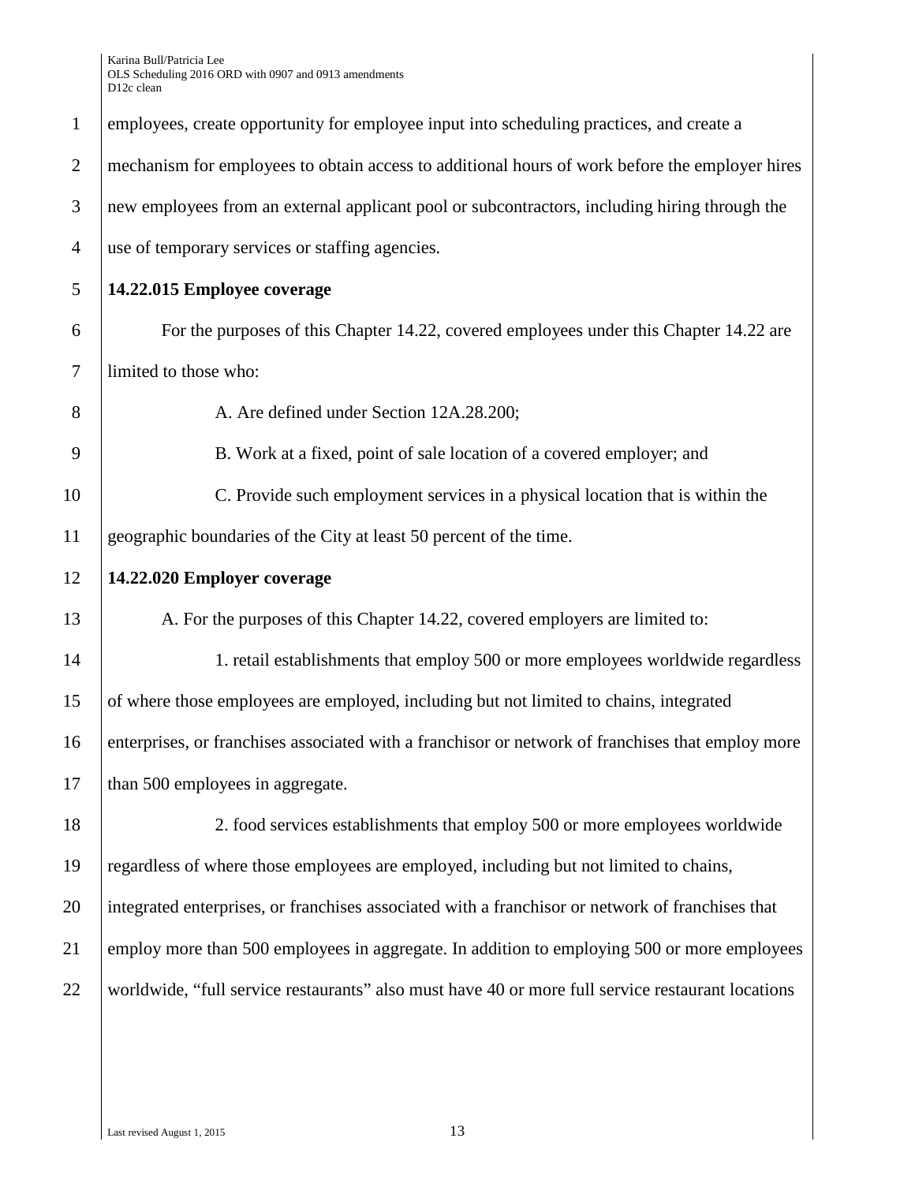employees, create opportunity for employee input into scheduling practices, and create a mechanism for employees to obtain access to additional hours of work before the employer hires new employees from an external applicant pool or subcontractors, including hiring through the use of temporary services or staffing agencies.

**14.22.015 Employee coverage**

For the purposes of this Chapter 14.22, covered employees under this Chapter 14.22 are limited to those who:

A. Are defined under Section 12A.28.200;

B. Work at a fixed, point of sale location of a covered employer; and

C. Provide such employment services in a physical location that is within the geographic boundaries of the City at least 50 percent of the time.

**14.22.020 Employer coverage**

A. For the purposes of this Chapter 14.22, covered employers are limited to:

1. retail establishments that employ 500 or more employees worldwide regardless of where those employees are employed, including but not limited to chains, integrated enterprises, or franchises associated with a franchisor or network of franchises that employ more than 500 employees in aggregate.

2. food services establishments that employ 500 or more employees worldwide regardless of where those employees are employed, including but not limited to chains, integrated enterprises, or franchises associated with a franchisor or network of franchises that employ more than 500 employees in aggregate. In addition to employing 500 or more employees worldwide, "full service restaurants" also must have 40 or more full service restaurant locations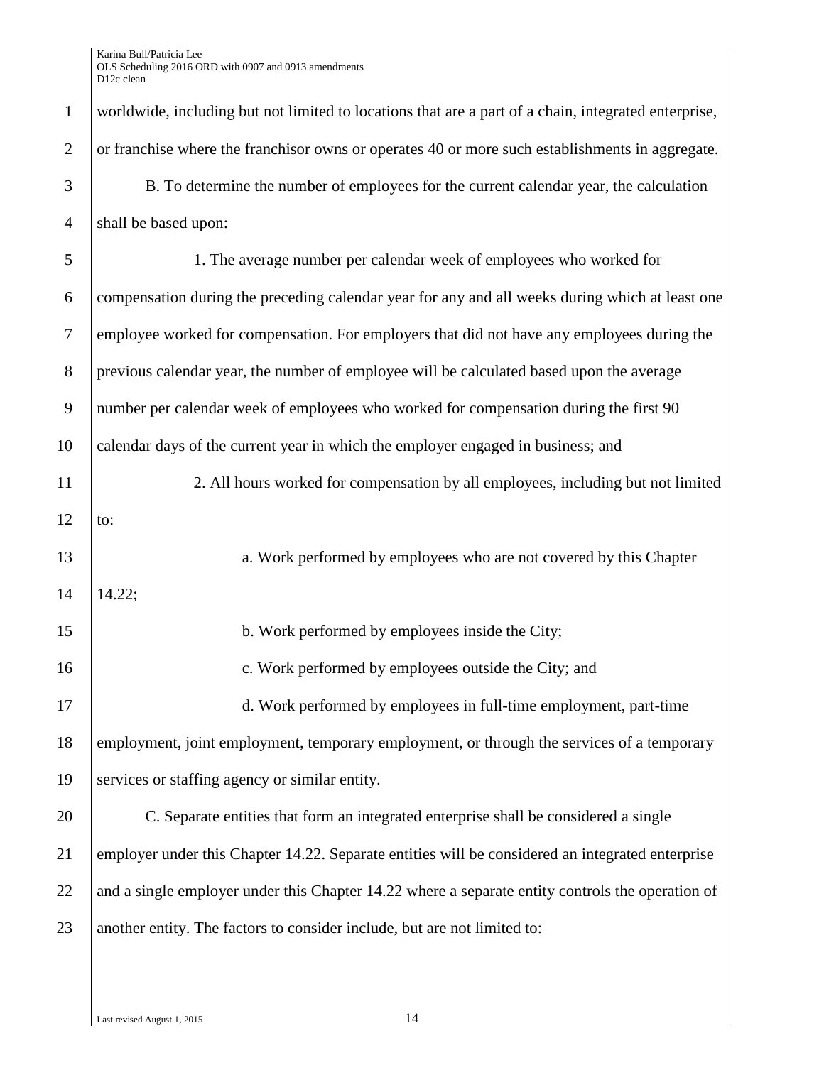worldwide, including but not limited to locations that are a part of a chain, integrated enterprise, or franchise where the franchisor owns or operates 40 or more such establishments in aggregate.

B. To determine the number of employees for the current calendar year, the calculation shall be based upon:

1. The average number per calendar week of employees who worked for compensation during the preceding calendar year for any and all weeks during which at least one employee worked for compensation. For employers that did not have any employees during the previous calendar year, the number of employee will be calculated based upon the average number per calendar week of employees who worked for compensation during the first 90 calendar days of the current year in which the employer engaged in business; and

2. All hours worked for compensation by all employees, including but not limited to:

a. Work performed by employees who are not covered by this Chapter 14.22;

b. Work performed by employees inside the City;

c. Work performed by employees outside the City; and

d. Work performed by employees in full-time employment, part-time employment, joint employment, temporary employment, or through the services of a temporary services or staffing agency or similar entity.

C. Separate entities that form an integrated enterprise shall be considered a single employer under this Chapter 14.22. Separate entities will be considered an integrated enterprise and a single employer under this Chapter 14.22 where a separate entity controls the operation of another entity. The factors to consider include, but are not limited to: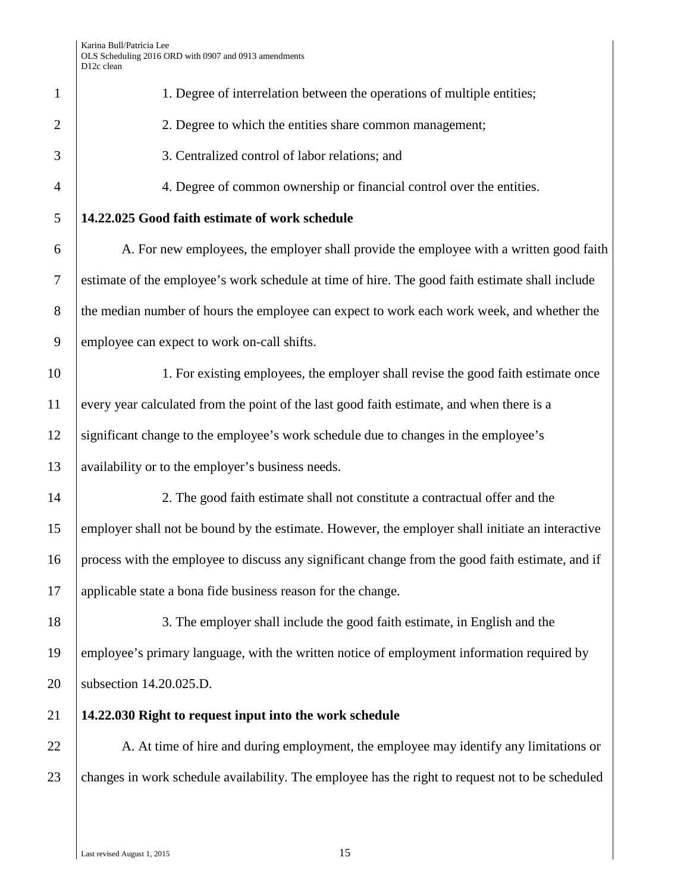1. Degree of interrelation between the operations of multiple entities;

2. Degree to which the entities share common management;

3. Centralized control of labor relations; and

4. Degree of common ownership or financial control over the entities.

**14.22.025 Good faith estimate of work schedule**

A. For new employees, the employer shall provide the employee with a written good faith estimate of the employee's work schedule at time of hire. The good faith estimate shall include the median number of hours the employee can expect to work each work week, and whether the employee can expect to work on-call shifts.

1. For existing employees, the employer shall revise the good faith estimate once every year calculated from the point of the last good faith estimate, and when there is a significant change to the employee's work schedule due to changes in the employee's availability or to the employer's business needs.

2. The good faith estimate shall not constitute a contractual offer and the employer shall not be bound by the estimate. However, the employer shall initiate an interactive process with the employee to discuss any significant change from the good faith estimate, and if applicable state a bona fide business reason for the change.

3. The employer shall include the good faith estimate, in English and the employee's primary language, with the written notice of employment information required by subsection 14.20.025.D.

**14.22.030 Right to request input into the work schedule**

A. At time of hire and during employment, the employee may identify any limitations or changes in work schedule availability. The employee has the right to request not to be scheduled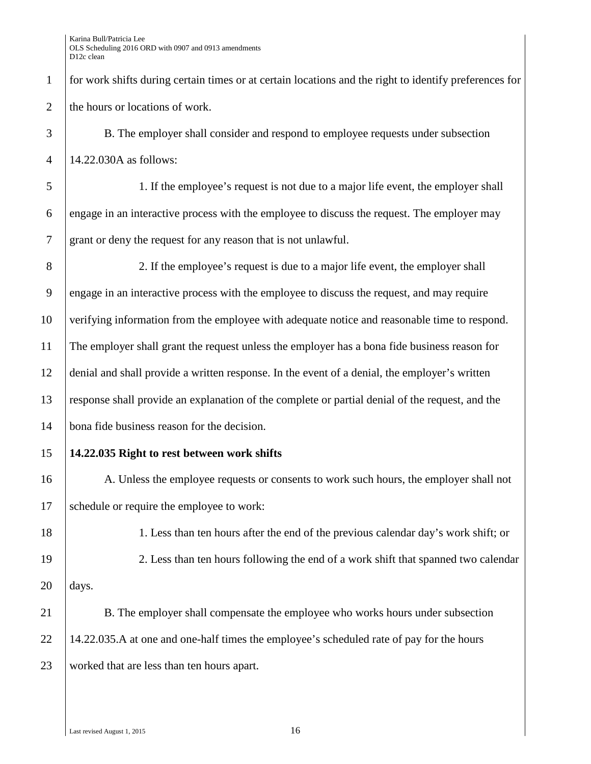for work shifts during certain times or at certain locations and the right to identify preferences for the hours or locations of work.

B. The employer shall consider and respond to employee requests under subsection 14.22.030A as follows:

1. If the employee's request is not due to a major life event, the employer shall engage in an interactive process with the employee to discuss the request. The employer may grant or deny the request for any reason that is not unlawful.

2. If the employee's request is due to a major life event, the employer shall engage in an interactive process with the employee to discuss the request, and may require verifying information from the employee with adequate notice and reasonable time to respond. The employer shall grant the request unless the employer has a bona fide business reason for denial and shall provide a written response. In the event of a denial, the employer's written response shall provide an explanation of the complete or partial denial of the request, and the bona fide business reason for the decision.

**14.22.035 Right to rest between work shifts**

A. Unless the employee requests or consents to work such hours, the employer shall not schedule or require the employee to work:

1. Less than ten hours after the end of the previous calendar day's work shift; or

2. Less than ten hours following the end of a work shift that spanned two calendar days.

B. The employer shall compensate the employee who works hours under subsection 14.22.035.A at one and one-half times the employee's scheduled rate of pay for the hours worked that are less than ten hours apart.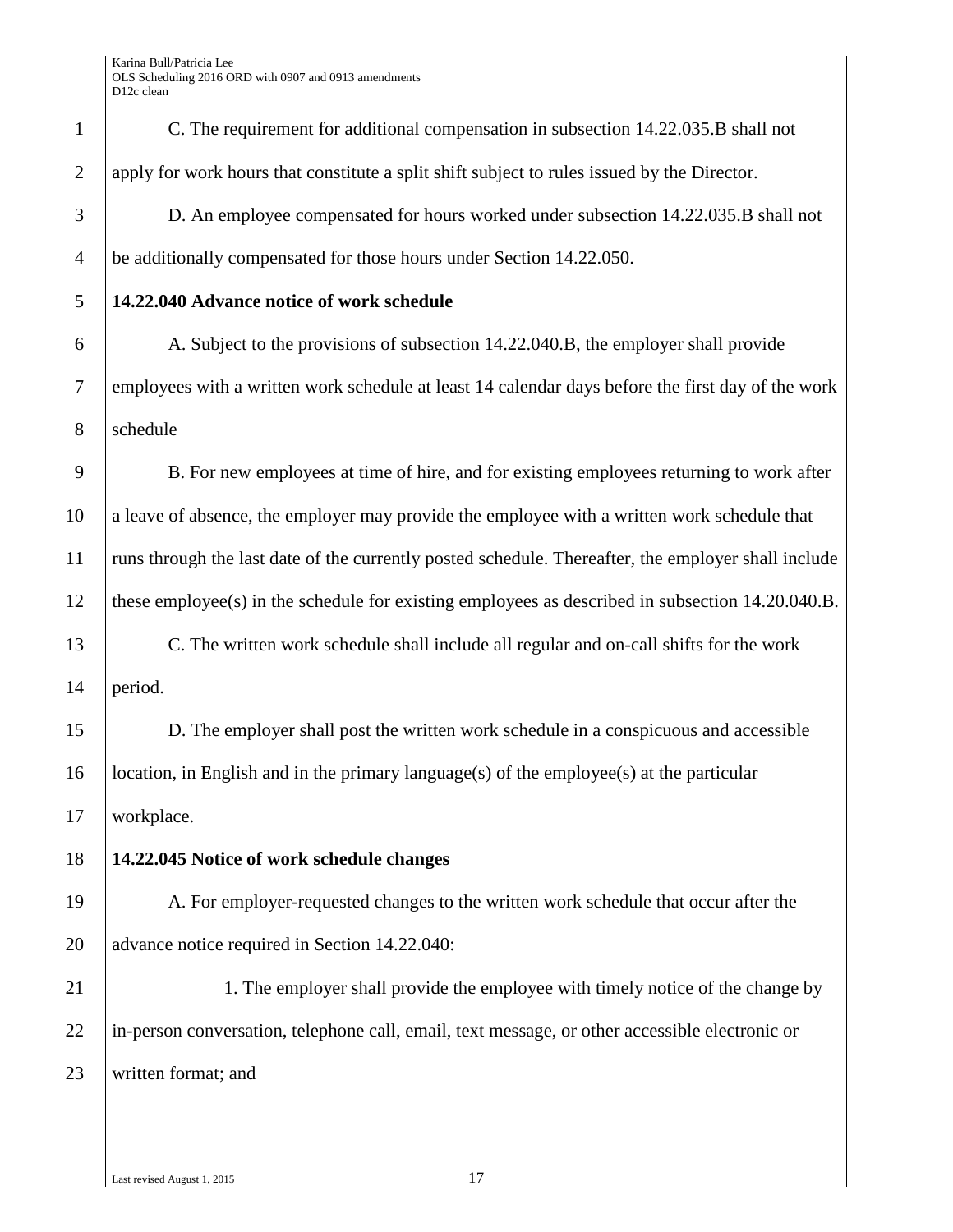C. The requirement for additional compensation in subsection 14.22.035.B shall not apply for work hours that constitute a split shift subject to rules issued by the Director.

D. An employee compensated for hours worked under subsection 14.22.035.B shall not be additionally compensated for those hours under Section 14.22.050.

**14.22.040 Advance notice of work schedule**

A. Subject to the provisions of subsection 14.22.040.B, the employer shall provide employees with a written work schedule at least 14 calendar days before the first day of the work schedule

B. For new employees at time of hire, and for existing employees returning to work after a leave of absence, the employer may provide the employee with a written work schedule that runs through the last date of the currently posted schedule. Thereafter, the employer shall include these employee(s) in the schedule for existing employees as described in subsection 14.20.040.B.

C. The written work schedule shall include all regular and on-call shifts for the work period.

D. The employer shall post the written work schedule in a conspicuous and accessible location, in English and in the primary language(s) of the employee(s) at the particular workplace.

**14.22.045 Notice of work schedule changes**

A. For employer-requested changes to the written work schedule that occur after the advance notice required in Section 14.22.040:

1. The employer shall provide the employee with timely notice of the change by in-person conversation, telephone call, email, text message, or other accessible electronic or written format; and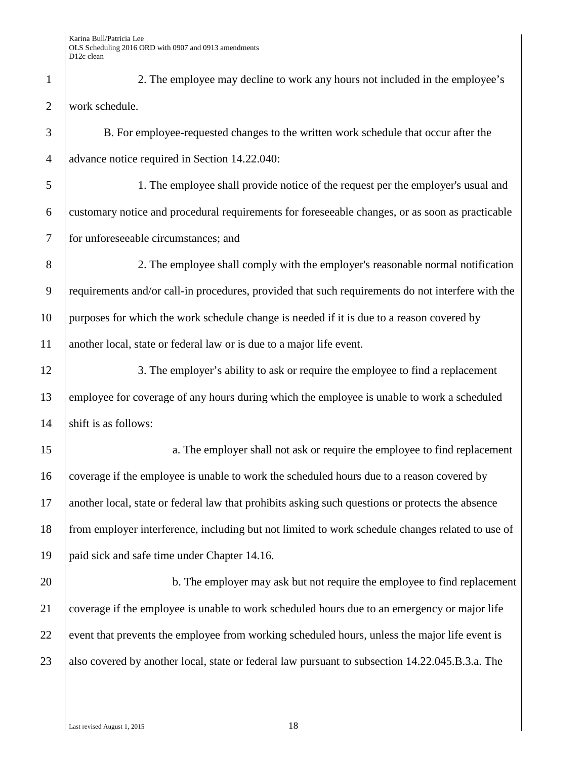2. The employee may decline to work any hours not included in the employee's work schedule.

B. For employee-requested changes to the written work schedule that occur after the advance notice required in Section 14.22.040:

1. The employee shall provide notice of the request per the employer's usual and customary notice and procedural requirements for foreseeable changes, or as soon as practicable for unforeseeable circumstances; and

2. The employee shall comply with the employer's reasonable normal notification requirements and/or call-in procedures, provided that such requirements do not interfere with the purposes for which the work schedule change is needed if it is due to a reason covered by another local, state or federal law or is due to a major life event.

3. The employer's ability to ask or require the employee to find a replacement employee for coverage of any hours during which the employee is unable to work a scheduled shift is as follows:

a. The employer shall not ask or require the employee to find replacement coverage if the employee is unable to work the scheduled hours due to a reason covered by another local, state or federal law that prohibits asking such questions or protects the absence from employer interference, including but not limited to work schedule changes related to use of paid sick and safe time under Chapter 14.16.

b. The employer may ask but not require the employee to find replacement coverage if the employee is unable to work scheduled hours due to an emergency or major life event that prevents the employee from working scheduled hours, unless the major life event is also covered by another local, state or federal law pursuant to subsection 14.22.045.B.3.a. The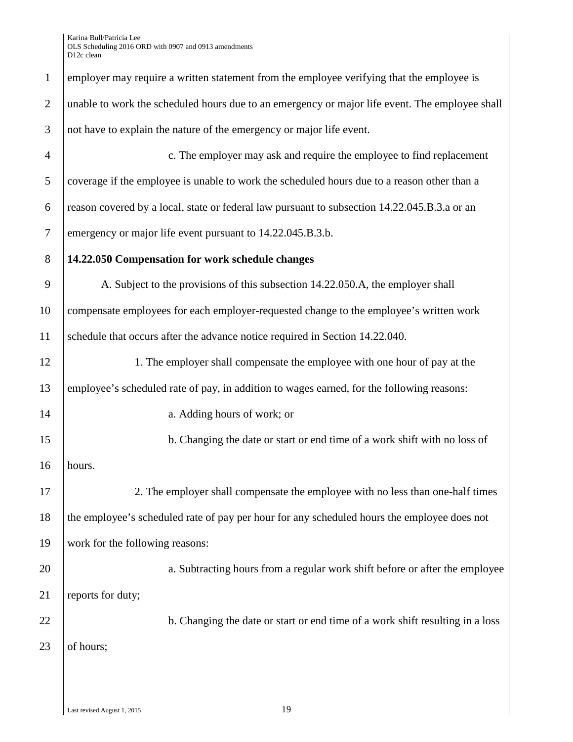employer may require a written statement from the employee verifying that the employee is unable to work the scheduled hours due to an emergency or major life event. The employee shall not have to explain the nature of the emergency or major life event.

c. The employer may ask and require the employee to find replacement coverage if the employee is unable to work the scheduled hours due to a reason other than a reason covered by a local, state or federal law pursuant to subsection 14.22.045.B.3.a or an emergency or major life event pursuant to 14.22.045.B.3.b.

**14.22.050 Compensation for work schedule changes**

A. Subject to the provisions of this subsection 14.22.050.A, the employer shall compensate employees for each employer-requested change to the employee's written work schedule that occurs after the advance notice required in Section 14.22.040.

1. The employer shall compensate the employee with one hour of pay at the employee's scheduled rate of pay, in addition to wages earned, for the following reasons:

a. Adding hours of work; or

b. Changing the date or start or end time of a work shift with no loss of hours.

2. The employer shall compensate the employee with no less than one-half times the employee's scheduled rate of pay per hour for any scheduled hours the employee does not work for the following reasons:

a. Subtracting hours from a regular work shift before or after the employee reports for duty;

b. Changing the date or start or end time of a work shift resulting in a loss of hours;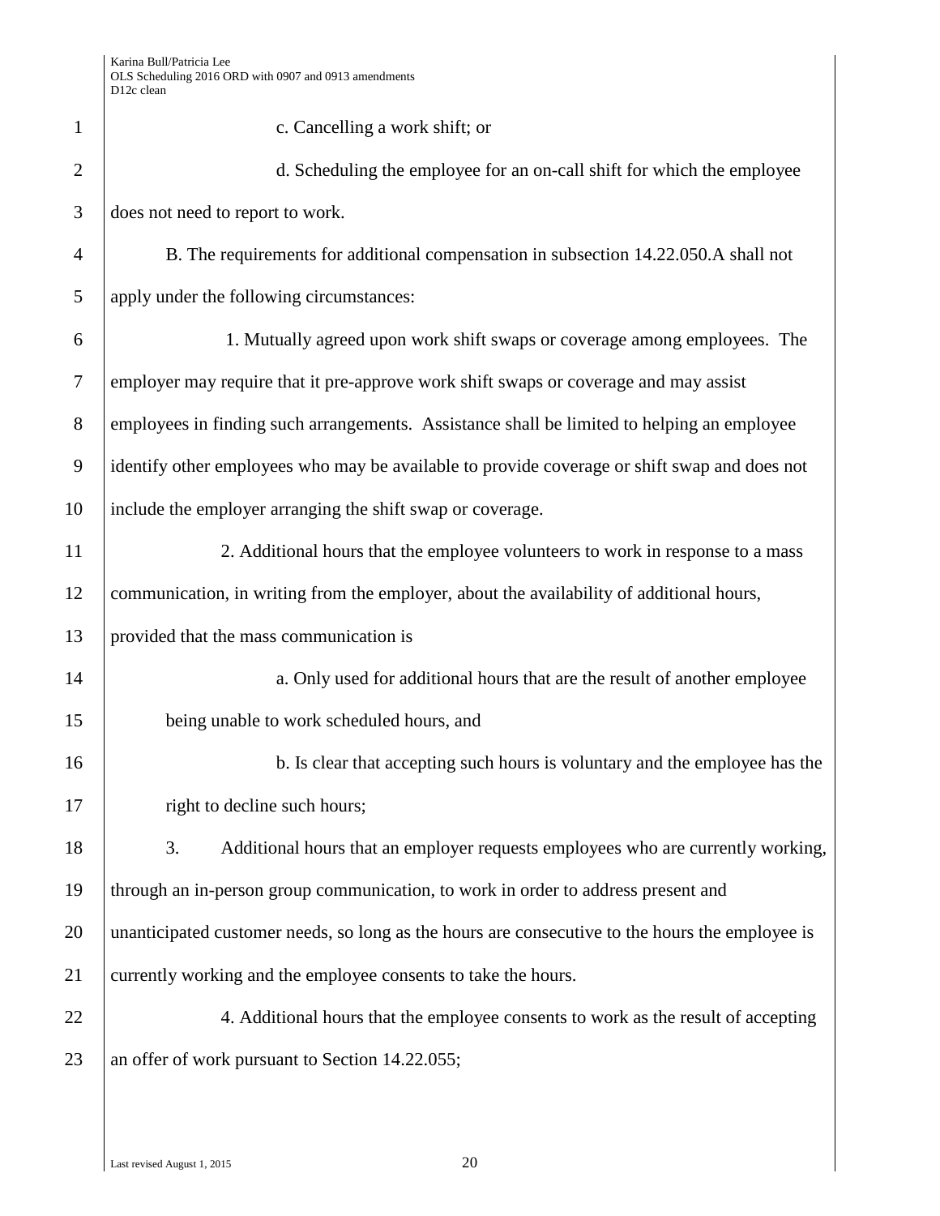c. Cancelling a work shift; or

d. Scheduling the employee for an on-call shift for which the employee does not need to report to work.

B. The requirements for additional compensation in subsection 14.22.050.A shall not apply under the following circumstances:

1. Mutually agreed upon work shift swaps or coverage among employees. The employer may require that it pre-approve work shift swaps or coverage and may assist employees in finding such arrangements. Assistance shall be limited to helping an employee identify other employees who may be available to provide coverage or shift swap and does not include the employer arranging the shift swap or coverage.

2. Additional hours that the employee volunteers to work in response to a mass communication, in writing from the employer, about the availability of additional hours, provided that the mass communication is

a. Only used for additional hours that are the result of another employee being unable to work scheduled hours, and

b. Is clear that accepting such hours is voluntary and the employee has the right to decline such hours;

3. Additional hours that an employer requests employees who are currently working, through an in-person group communication, to work in order to address present and unanticipated customer needs, so long as the hours are consecutive to the hours the employee is currently working and the employee consents to take the hours.

4. Additional hours that the employee consents to work as the result of accepting an offer of work pursuant to Section 14.22.055;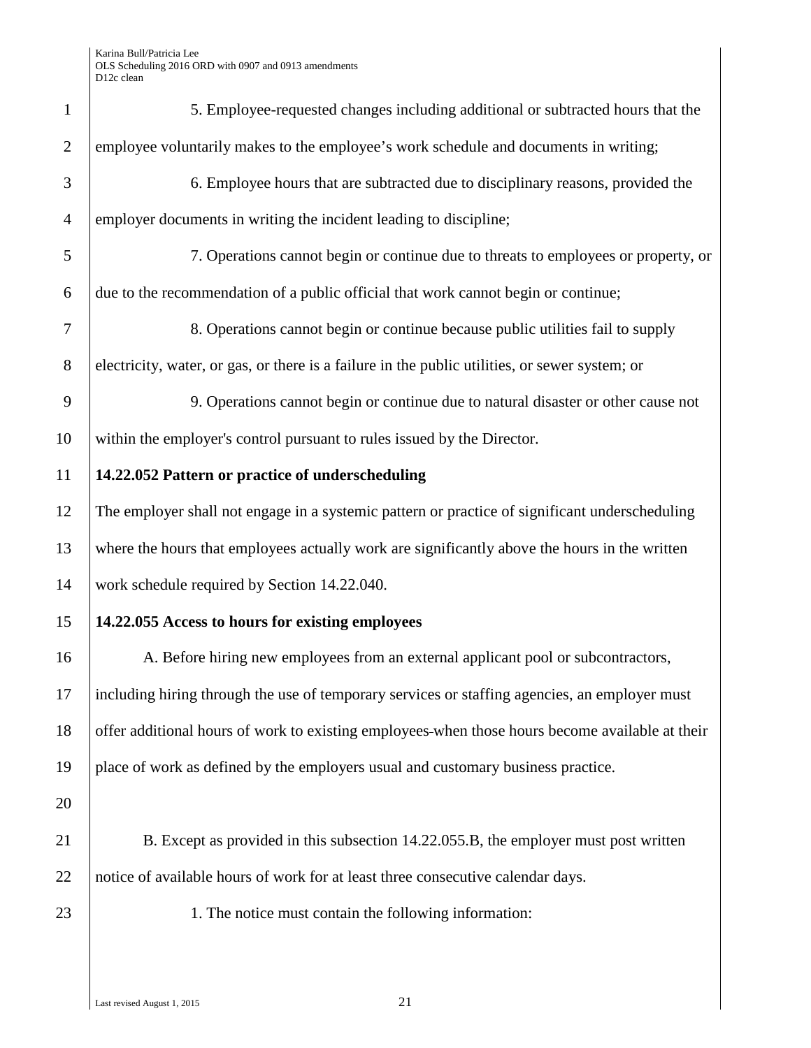5. Employee-requested changes including additional or subtracted hours that the employee voluntarily makes to the employee's work schedule and documents in writing;

6. Employee hours that are subtracted due to disciplinary reasons, provided the employer documents in writing the incident leading to discipline;

7. Operations cannot begin or continue due to threats to employees or property, or due to the recommendation of a public official that work cannot begin or continue;

8. Operations cannot begin or continue because public utilities fail to supply electricity, water, or gas, or there is a failure in the public utilities, or sewer system; or

9. Operations cannot begin or continue due to natural disaster or other cause not within the employer's control pursuant to rules issued by the Director.

**14.22.052 Pattern or practice of underscheduling**

The employer shall not engage in a systemic pattern or practice of significant underscheduling where the hours that employees actually work are significantly above the hours in the written work schedule required by Section 14.22.040.

**14.22.055 Access to hours for existing employees**

A. Before hiring new employees from an external applicant pool or subcontractors, including hiring through the use of temporary services or staffing agencies, an employer must offer additional hours of work to existing employees when those hours become available at their place of work as defined by the employers usual and customary business practice.

B. Except as provided in this subsection 14.22.055.B, the employer must post written notice of available hours of work for at least three consecutive calendar days.

1. The notice must contain the following information: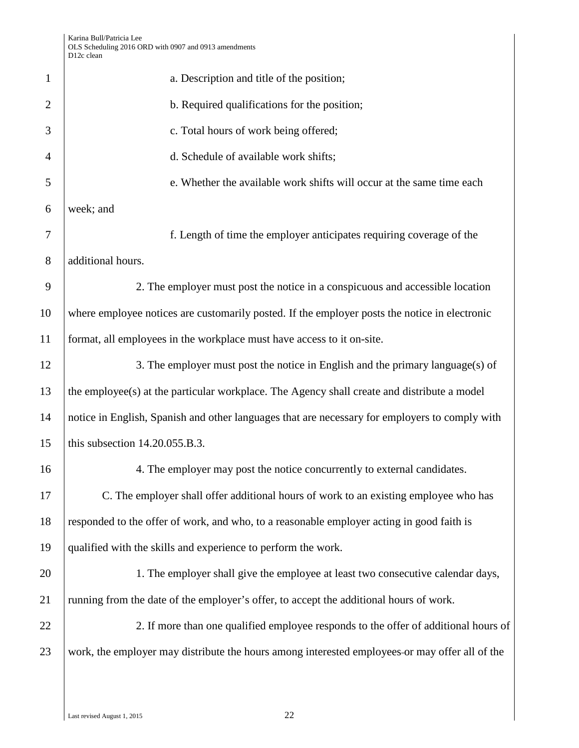a. Description and title of the position;

b. Required qualifications for the position;

c. Total hours of work being offered;

d. Schedule of available work shifts;

e. Whether the available work shifts will occur at the same time each week; and

f. Length of time the employer anticipates requiring coverage of the additional hours.

2. The employer must post the notice in a conspicuous and accessible location where employee notices are customarily posted. If the employer posts the notice in electronic format, all employees in the workplace must have access to it on-site.

3. The employer must post the notice in English and the primary language(s) of the employee(s) at the particular workplace. The Agency shall create and distribute a model notice in English, Spanish and other languages that are necessary for employers to comply with this subsection 14.20.055.B.3.

4. The employer may post the notice concurrently to external candidates.

C. The employer shall offer additional hours of work to an existing employee who has responded to the offer of work, and who, to a reasonable employer acting in good faith is qualified with the skills and experience to perform the work.

1. The employer shall give the employee at least two consecutive calendar days, running from the date of the employer's offer, to accept the additional hours of work.

2. If more than one qualified employee responds to the offer of additional hours of work, the employer may distribute the hours among interested employees or may offer all of the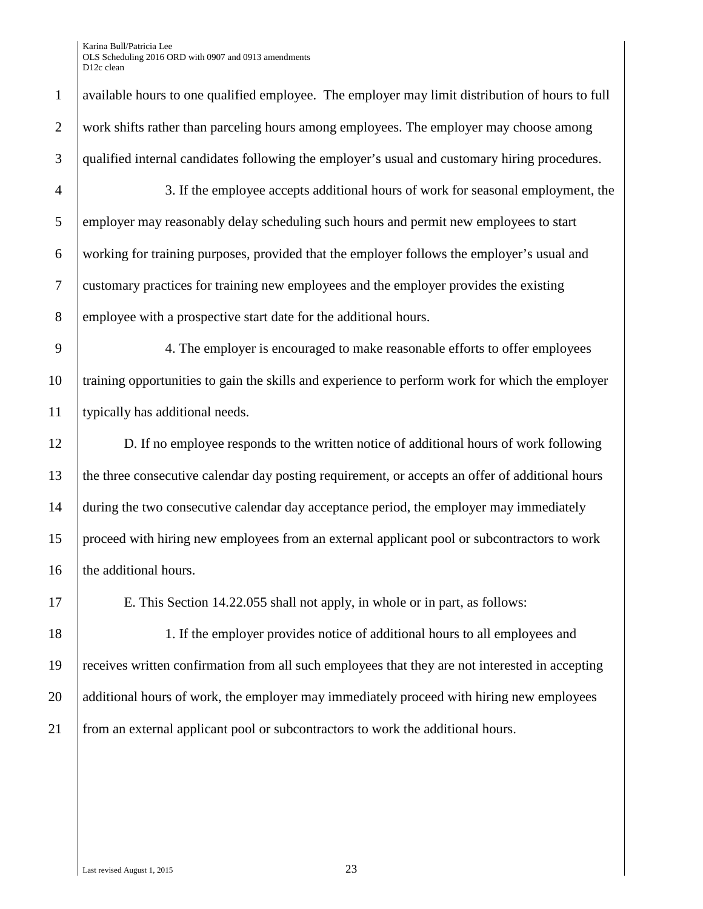available hours to one qualified employee. The employer may limit distribution of hours to full work shifts rather than parceling hours among employees. The employer may choose among qualified internal candidates following the employer's usual and customary hiring procedures.

3. If the employee accepts additional hours of work for seasonal employment, the employer may reasonably delay scheduling such hours and permit new employees to start working for training purposes, provided that the employer follows the employer's usual and customary practices for training new employees and the employer provides the existing employee with a prospective start date for the additional hours.

4. The employer is encouraged to make reasonable efforts to offer employees training opportunities to gain the skills and experience to perform work for which the employer typically has additional needs.

D. If no employee responds to the written notice of additional hours of work following the three consecutive calendar day posting requirement, or accepts an offer of additional hours during the two consecutive calendar day acceptance period, the employer may immediately proceed with hiring new employees from an external applicant pool or subcontractors to work the additional hours.

E. This Section 14.22.055 shall not apply, in whole or in part, as follows:

1. If the employer provides notice of additional hours to all employees and receives written confirmation from all such employees that they are not interested in accepting additional hours of work, the employer may immediately proceed with hiring new employees from an external applicant pool or subcontractors to work the additional hours.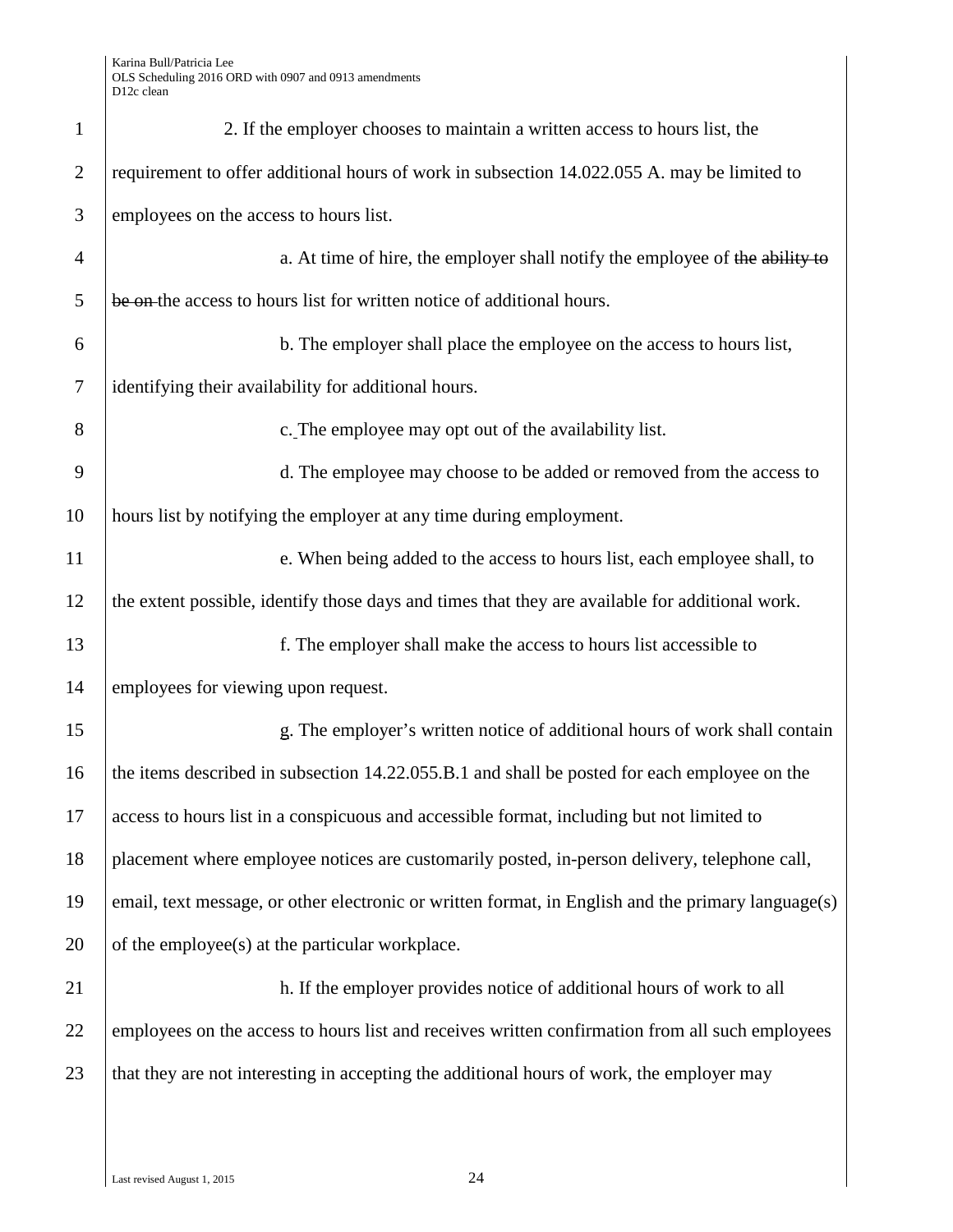2. If the employer chooses to maintain a written access to hours list, the requirement to offer additional hours of work in subsection 14.022.055 A. may be limited to employees on the access to hours list.

a. At time of hire, the employer shall notify the employee of ~~the ability to be on~~ the access to hours list for written notice of additional hours.

b. The employer shall place the employee on the access to hours list, identifying their availability for additional hours.

c. The employee may opt out of the availability list.

d. The employee may choose to be added or removed from the access to hours list by notifying the employer at any time during employment.

e. When being added to the access to hours list, each employee shall, to the extent possible, identify those days and times that they are available for additional work.

f. The employer shall make the access to hours list accessible to employees for viewing upon request.

g. The employer's written notice of additional hours of work shall contain the items described in subsection 14.22.055.B.1 and shall be posted for each employee on the access to hours list in a conspicuous and accessible format, including but not limited to placement where employee notices are customarily posted, in-person delivery, telephone call, email, text message, or other electronic or written format, in English and the primary language(s) of the employee(s) at the particular workplace.

h. If the employer provides notice of additional hours of work to all employees on the access to hours list and receives written confirmation from all such employees that they are not interesting in accepting the additional hours of work, the employer may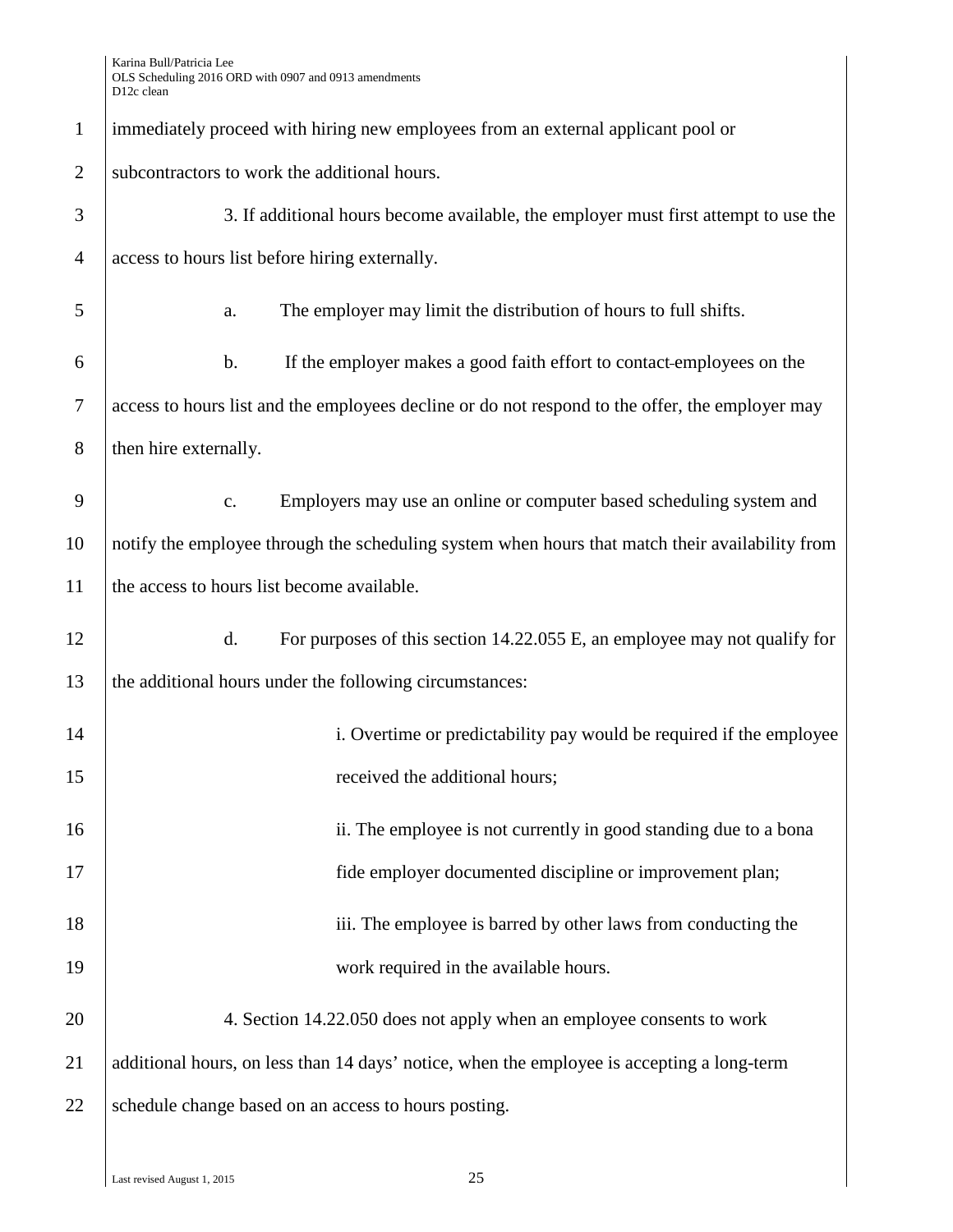immediately proceed with hiring new employees from an external applicant pool or subcontractors to work the additional hours.

3. If additional hours become available, the employer must first attempt to use the access to hours list before hiring externally.

a. The employer may limit the distribution of hours to full shifts.

b. If the employer makes a good faith effort to contact employees on the access to hours list and the employees decline or do not respond to the offer, the employer may then hire externally.

c. Employers may use an online or computer based scheduling system and notify the employee through the scheduling system when hours that match their availability from the access to hours list become available.

d. For purposes of this section 14.22.055 E, an employee may not qualify for the additional hours under the following circumstances:

i. Overtime or predictability pay would be required if the employee received the additional hours;

ii. The employee is not currently in good standing due to a bona fide employer documented discipline or improvement plan;

iii. The employee is barred by other laws from conducting the work required in the available hours.

4. Section 14.22.050 does not apply when an employee consents to work additional hours, on less than 14 days' notice, when the employee is accepting a long-term schedule change based on an access to hours posting.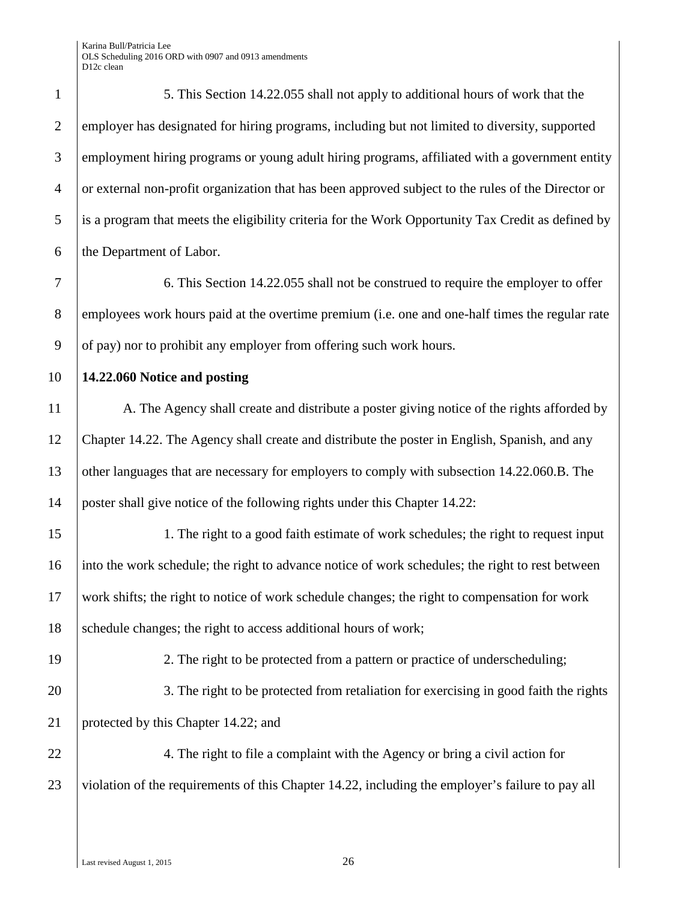5. This Section 14.22.055 shall not apply to additional hours of work that the employer has designated for hiring programs, including but not limited to diversity, supported employment hiring programs or young adult hiring programs, affiliated with a government entity or external non-profit organization that has been approved subject to the rules of the Director or is a program that meets the eligibility criteria for the Work Opportunity Tax Credit as defined by the Department of Labor.

6. This Section 14.22.055 shall not be construed to require the employer to offer employees work hours paid at the overtime premium (i.e. one and one-half times the regular rate of pay) nor to prohibit any employer from offering such work hours.

**14.22.060 Notice and posting**

A. The Agency shall create and distribute a poster giving notice of the rights afforded by Chapter 14.22. The Agency shall create and distribute the poster in English, Spanish, and any other languages that are necessary for employers to comply with subsection 14.22.060.B. The poster shall give notice of the following rights under this Chapter 14.22:

1. The right to a good faith estimate of work schedules; the right to request input into the work schedule; the right to advance notice of work schedules; the right to rest between work shifts; the right to notice of work schedule changes; the right to compensation for work schedule changes; the right to access additional hours of work;

2. The right to be protected from a pattern or practice of underscheduling;

3. The right to be protected from retaliation for exercising in good faith the rights protected by this Chapter 14.22; and

4. The right to file a complaint with the Agency or bring a civil action for violation of the requirements of this Chapter 14.22, including the employer's failure to pay all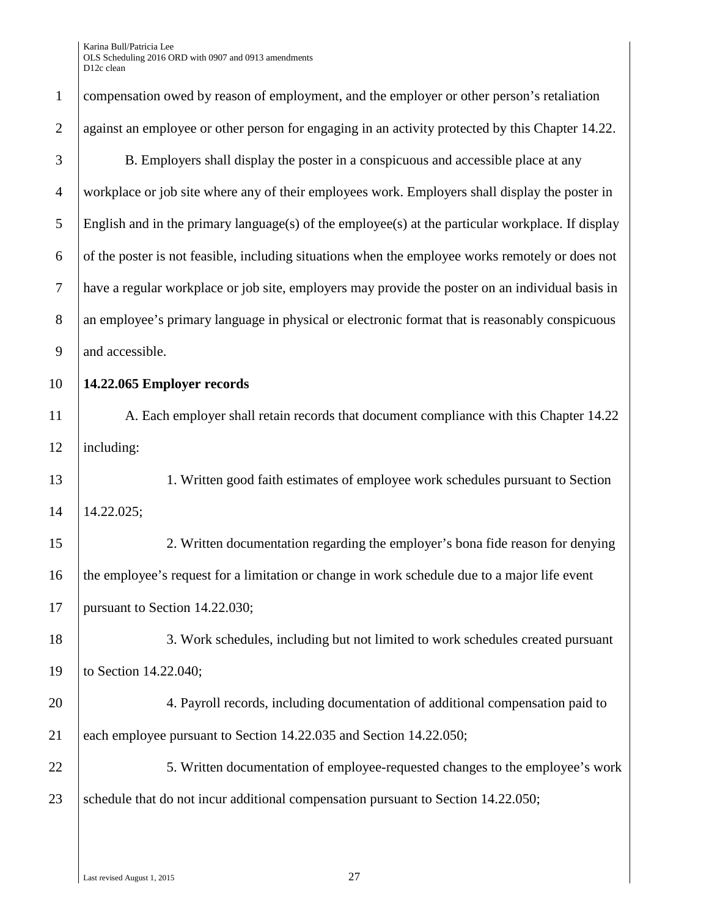compensation owed by reason of employment, and the employer or other person's retaliation against an employee or other person for engaging in an activity protected by this Chapter 14.22.

B. Employers shall display the poster in a conspicuous and accessible place at any workplace or job site where any of their employees work. Employers shall display the poster in English and in the primary language(s) of the employee(s) at the particular workplace. If display of the poster is not feasible, including situations when the employee works remotely or does not have a regular workplace or job site, employers may provide the poster on an individual basis in an employee's primary language in physical or electronic format that is reasonably conspicuous and accessible.

**14.22.065 Employer records**

A. Each employer shall retain records that document compliance with this Chapter 14.22 including:

1. Written good faith estimates of employee work schedules pursuant to Section 14.22.025;

2. Written documentation regarding the employer's bona fide reason for denying the employee's request for a limitation or change in work schedule due to a major life event pursuant to Section 14.22.030;

3. Work schedules, including but not limited to work schedules created pursuant to Section 14.22.040;

4. Payroll records, including documentation of additional compensation paid to each employee pursuant to Section 14.22.035 and Section 14.22.050;

5. Written documentation of employee-requested changes to the employee's work schedule that do not incur additional compensation pursuant to Section 14.22.050;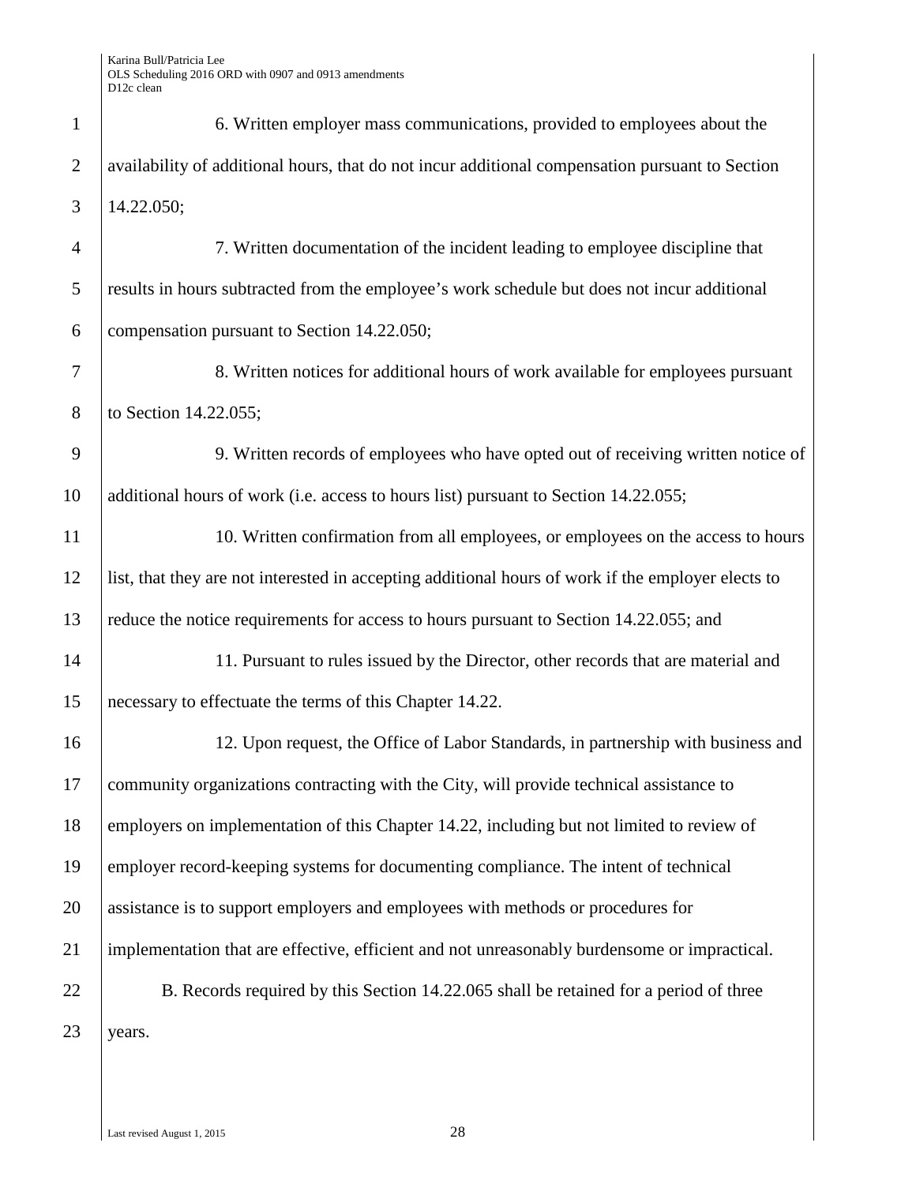6. Written employer mass communications, provided to employees about the availability of additional hours, that do not incur additional compensation pursuant to Section 14.22.050;

7. Written documentation of the incident leading to employee discipline that results in hours subtracted from the employee's work schedule but does not incur additional compensation pursuant to Section 14.22.050;

8. Written notices for additional hours of work available for employees pursuant to Section 14.22.055;

9. Written records of employees who have opted out of receiving written notice of additional hours of work (i.e. access to hours list) pursuant to Section 14.22.055;

10. Written confirmation from all employees, or employees on the access to hours list, that they are not interested in accepting additional hours of work if the employer elects to reduce the notice requirements for access to hours pursuant to Section 14.22.055; and

11. Pursuant to rules issued by the Director, other records that are material and necessary to effectuate the terms of this Chapter 14.22.

12. Upon request, the Office of Labor Standards, in partnership with business and community organizations contracting with the City, will provide technical assistance to employers on implementation of this Chapter 14.22, including but not limited to review of employer record-keeping systems for documenting compliance. The intent of technical assistance is to support employers and employees with methods or procedures for implementation that are effective, efficient and not unreasonably burdensome or impractical.

B. Records required by this Section 14.22.065 shall be retained for a period of three years.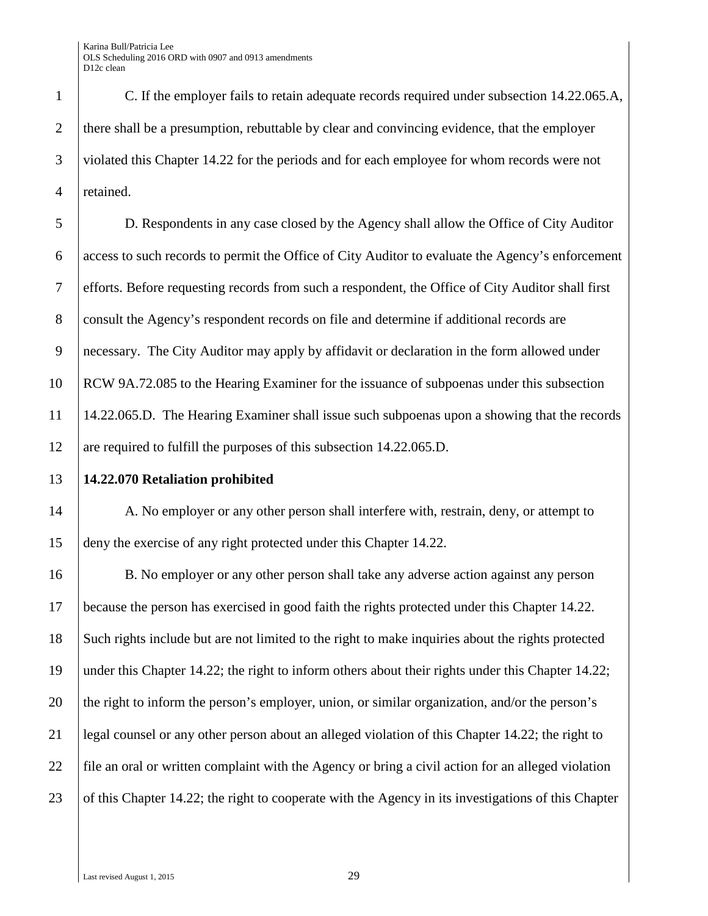C. If the employer fails to retain adequate records required under subsection 14.22.065.A, there shall be a presumption, rebuttable by clear and convincing evidence, that the employer violated this Chapter 14.22 for the periods and for each employee for whom records were not retained.

D. Respondents in any case closed by the Agency shall allow the Office of City Auditor access to such records to permit the Office of City Auditor to evaluate the Agency's enforcement efforts. Before requesting records from such a respondent, the Office of City Auditor shall first consult the Agency's respondent records on file and determine if additional records are necessary. The City Auditor may apply by affidavit or declaration in the form allowed under RCW 9A.72.085 to the Hearing Examiner for the issuance of subpoenas under this subsection 14.22.065.D. The Hearing Examiner shall issue such subpoenas upon a showing that the records are required to fulfill the purposes of this subsection 14.22.065.D.

**14.22.070 Retaliation prohibited**

A. No employer or any other person shall interfere with, restrain, deny, or attempt to deny the exercise of any right protected under this Chapter 14.22.

B. No employer or any other person shall take any adverse action against any person because the person has exercised in good faith the rights protected under this Chapter 14.22. Such rights include but are not limited to the right to make inquiries about the rights protected under this Chapter 14.22; the right to inform others about their rights under this Chapter 14.22; the right to inform the person's employer, union, or similar organization, and/or the person's legal counsel or any other person about an alleged violation of this Chapter 14.22; the right to file an oral or written complaint with the Agency or bring a civil action for an alleged violation of this Chapter 14.22; the right to cooperate with the Agency in its investigations of this Chapter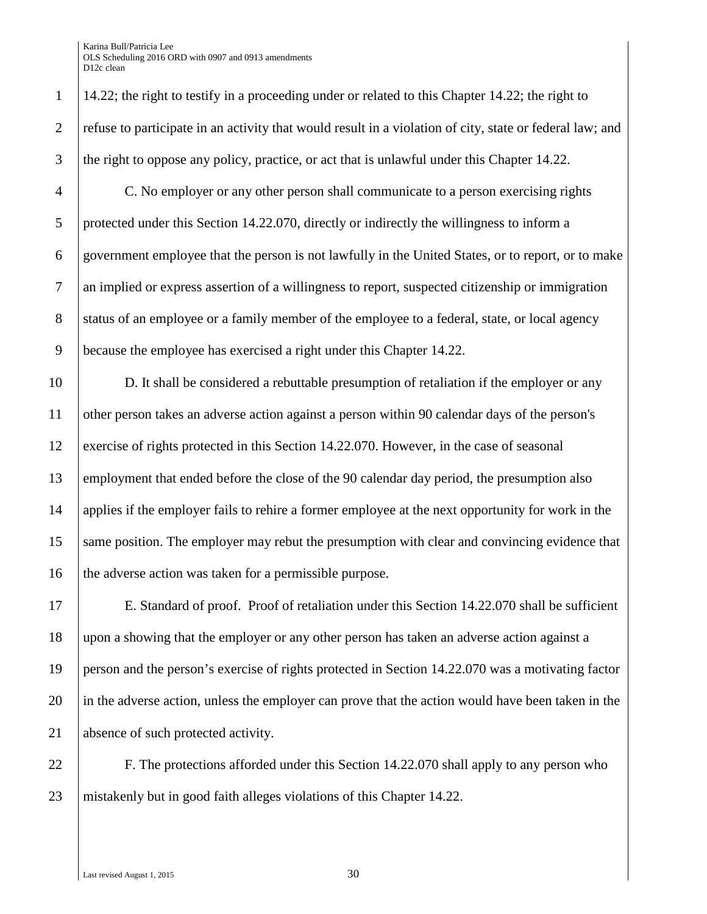14.22; the right to testify in a proceeding under or related to this Chapter 14.22; the right to refuse to participate in an activity that would result in a violation of city, state or federal law; and the right to oppose any policy, practice, or act that is unlawful under this Chapter 14.22.

C. No employer or any other person shall communicate to a person exercising rights protected under this Section 14.22.070, directly or indirectly the willingness to inform a government employee that the person is not lawfully in the United States, or to report, or to make an implied or express assertion of a willingness to report, suspected citizenship or immigration status of an employee or a family member of the employee to a federal, state, or local agency because the employee has exercised a right under this Chapter 14.22.

D. It shall be considered a rebuttable presumption of retaliation if the employer or any other person takes an adverse action against a person within 90 calendar days of the person's exercise of rights protected in this Section 14.22.070. However, in the case of seasonal employment that ended before the close of the 90 calendar day period, the presumption also applies if the employer fails to rehire a former employee at the next opportunity for work in the same position. The employer may rebut the presumption with clear and convincing evidence that the adverse action was taken for a permissible purpose.

E. Standard of proof. Proof of retaliation under this Section 14.22.070 shall be sufficient upon a showing that the employer or any other person has taken an adverse action against a person and the person's exercise of rights protected in Section 14.22.070 was a motivating factor in the adverse action, unless the employer can prove that the action would have been taken in the absence of such protected activity.

F. The protections afforded under this Section 14.22.070 shall apply to any person who mistakenly but in good faith alleges violations of this Chapter 14.22.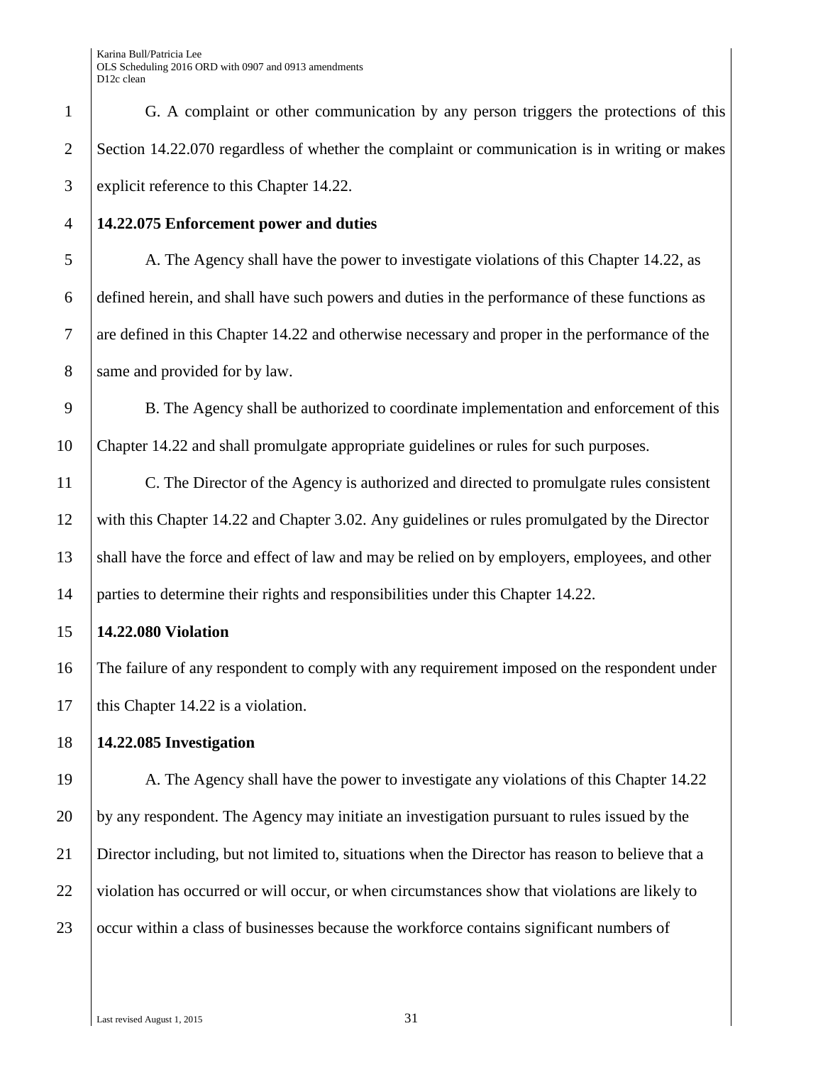G. A complaint or other communication by any person triggers the protections of this Section 14.22.070 regardless of whether the complaint or communication is in writing or makes explicit reference to this Chapter 14.22.

**14.22.075 Enforcement power and duties**

A. The Agency shall have the power to investigate violations of this Chapter 14.22, as defined herein, and shall have such powers and duties in the performance of these functions as are defined in this Chapter 14.22 and otherwise necessary and proper in the performance of the same and provided for by law.

B. The Agency shall be authorized to coordinate implementation and enforcement of this Chapter 14.22 and shall promulgate appropriate guidelines or rules for such purposes.

C. The Director of the Agency is authorized and directed to promulgate rules consistent with this Chapter 14.22 and Chapter 3.02. Any guidelines or rules promulgated by the Director shall have the force and effect of law and may be relied on by employers, employees, and other parties to determine their rights and responsibilities under this Chapter 14.22.

**14.22.080 Violation**

The failure of any respondent to comply with any requirement imposed on the respondent under this Chapter 14.22 is a violation.

**14.22.085 Investigation**

A. The Agency shall have the power to investigate any violations of this Chapter 14.22 by any respondent. The Agency may initiate an investigation pursuant to rules issued by the Director including, but not limited to, situations when the Director has reason to believe that a violation has occurred or will occur, or when circumstances show that violations are likely to occur within a class of businesses because the workforce contains significant numbers of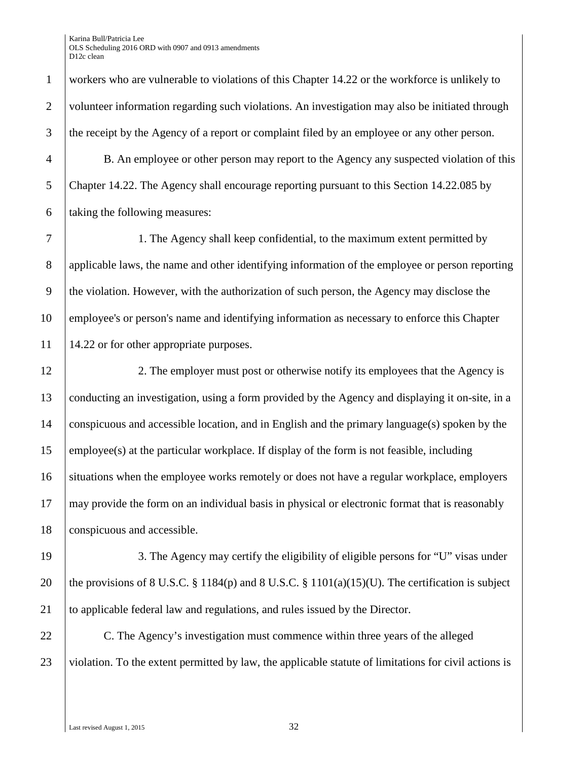workers who are vulnerable to violations of this Chapter 14.22 or the workforce is unlikely to volunteer information regarding such violations. An investigation may also be initiated through the receipt by the Agency of a report or complaint filed by an employee or any other person.

B. An employee or other person may report to the Agency any suspected violation of this Chapter 14.22. The Agency shall encourage reporting pursuant to this Section 14.22.085 by taking the following measures:

1. The Agency shall keep confidential, to the maximum extent permitted by applicable laws, the name and other identifying information of the employee or person reporting the violation. However, with the authorization of such person, the Agency may disclose the employee's or person's name and identifying information as necessary to enforce this Chapter 14.22 or for other appropriate purposes.

2. The employer must post or otherwise notify its employees that the Agency is conducting an investigation, using a form provided by the Agency and displaying it on-site, in a conspicuous and accessible location, and in English and the primary language(s) spoken by the employee(s) at the particular workplace. If display of the form is not feasible, including situations when the employee works remotely or does not have a regular workplace, employers may provide the form on an individual basis in physical or electronic format that is reasonably conspicuous and accessible.

3. The Agency may certify the eligibility of eligible persons for "U" visas under the provisions of 8 U.S.C. § 1184(p) and 8 U.S.C. § 1101(a)(15)(U). The certification is subject to applicable federal law and regulations, and rules issued by the Director.

C. The Agency's investigation must commence within three years of the alleged violation. To the extent permitted by law, the applicable statute of limitations for civil actions is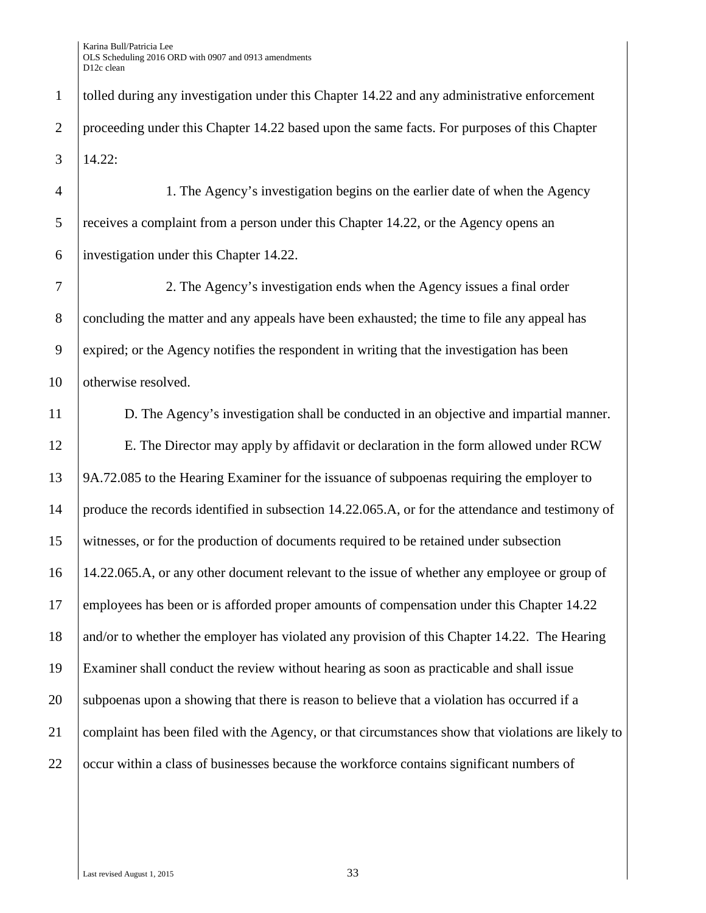tolled during any investigation under this Chapter 14.22 and any administrative enforcement proceeding under this Chapter 14.22 based upon the same facts. For purposes of this Chapter 14.22:

1. The Agency's investigation begins on the earlier date of when the Agency receives a complaint from a person under this Chapter 14.22, or the Agency opens an investigation under this Chapter 14.22.

2. The Agency's investigation ends when the Agency issues a final order concluding the matter and any appeals have been exhausted; the time to file any appeal has expired; or the Agency notifies the respondent in writing that the investigation has been otherwise resolved.

D. The Agency's investigation shall be conducted in an objective and impartial manner.

E. The Director may apply by affidavit or declaration in the form allowed under RCW 9A.72.085 to the Hearing Examiner for the issuance of subpoenas requiring the employer to produce the records identified in subsection 14.22.065.A, or for the attendance and testimony of witnesses, or for the production of documents required to be retained under subsection 14.22.065.A, or any other document relevant to the issue of whether any employee or group of employees has been or is afforded proper amounts of compensation under this Chapter 14.22 and/or to whether the employer has violated any provision of this Chapter 14.22. The Hearing Examiner shall conduct the review without hearing as soon as practicable and shall issue subpoenas upon a showing that there is reason to believe that a violation has occurred if a complaint has been filed with the Agency, or that circumstances show that violations are likely to occur within a class of businesses because the workforce contains significant numbers of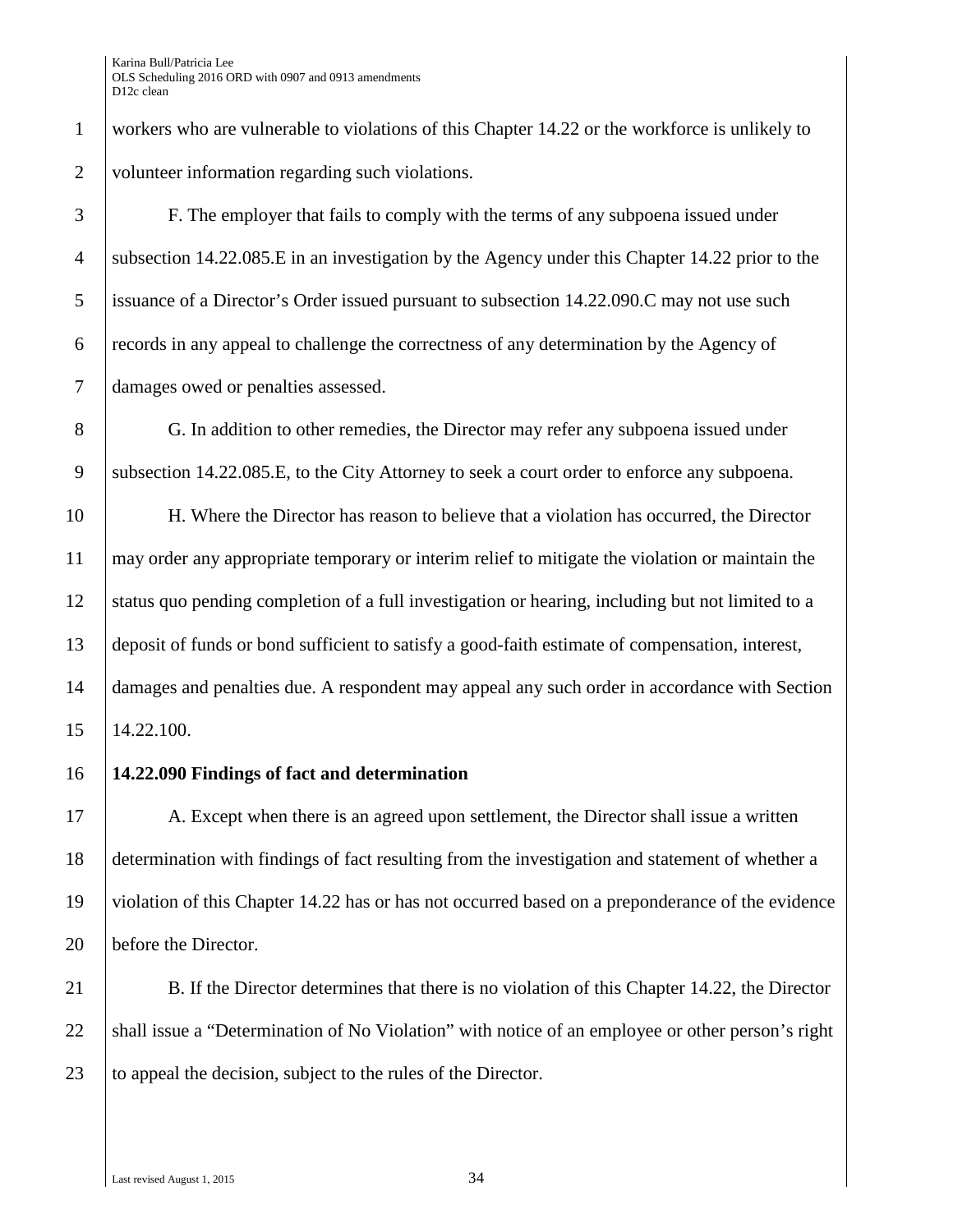workers who are vulnerable to violations of this Chapter 14.22 or the workforce is unlikely to volunteer information regarding such violations.

F. The employer that fails to comply with the terms of any subpoena issued under subsection 14.22.085.E in an investigation by the Agency under this Chapter 14.22 prior to the issuance of a Director's Order issued pursuant to subsection 14.22.090.C may not use such records in any appeal to challenge the correctness of any determination by the Agency of damages owed or penalties assessed.

G. In addition to other remedies, the Director may refer any subpoena issued under subsection 14.22.085.E, to the City Attorney to seek a court order to enforce any subpoena.

H. Where the Director has reason to believe that a violation has occurred, the Director may order any appropriate temporary or interim relief to mitigate the violation or maintain the status quo pending completion of a full investigation or hearing, including but not limited to a deposit of funds or bond sufficient to satisfy a good-faith estimate of compensation, interest, damages and penalties due. A respondent may appeal any such order in accordance with Section 14.22.100.

**14.22.090 Findings of fact and determination**

A. Except when there is an agreed upon settlement, the Director shall issue a written determination with findings of fact resulting from the investigation and statement of whether a violation of this Chapter 14.22 has or has not occurred based on a preponderance of the evidence before the Director.

B. If the Director determines that there is no violation of this Chapter 14.22, the Director shall issue a "Determination of No Violation" with notice of an employee or other person's right to appeal the decision, subject to the rules of the Director.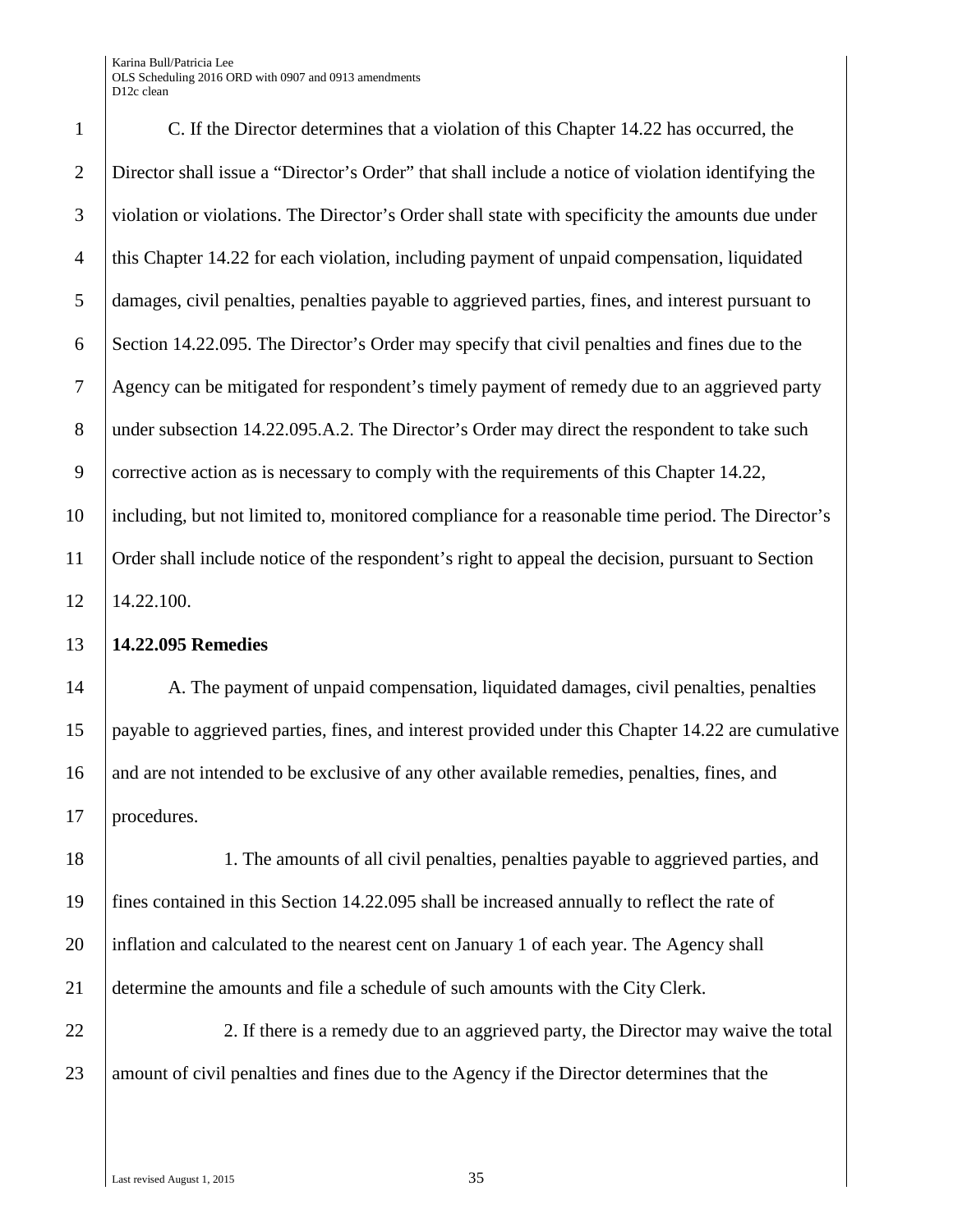C. If the Director determines that a violation of this Chapter 14.22 has occurred, the Director shall issue a "Director's Order" that shall include a notice of violation identifying the violation or violations. The Director's Order shall state with specificity the amounts due under this Chapter 14.22 for each violation, including payment of unpaid compensation, liquidated damages, civil penalties, penalties payable to aggrieved parties, fines, and interest pursuant to Section 14.22.095. The Director's Order may specify that civil penalties and fines due to the Agency can be mitigated for respondent's timely payment of remedy due to an aggrieved party under subsection 14.22.095.A.2. The Director's Order may direct the respondent to take such corrective action as is necessary to comply with the requirements of this Chapter 14.22, including, but not limited to, monitored compliance for a reasonable time period. The Director's Order shall include notice of the respondent's right to appeal the decision, pursuant to Section 14.22.100.

**14.22.095 Remedies**

A. The payment of unpaid compensation, liquidated damages, civil penalties, penalties payable to aggrieved parties, fines, and interest provided under this Chapter 14.22 are cumulative and are not intended to be exclusive of any other available remedies, penalties, fines, and procedures.

1. The amounts of all civil penalties, penalties payable to aggrieved parties, and fines contained in this Section 14.22.095 shall be increased annually to reflect the rate of inflation and calculated to the nearest cent on January 1 of each year. The Agency shall determine the amounts and file a schedule of such amounts with the City Clerk.

2. If there is a remedy due to an aggrieved party, the Director may waive the total amount of civil penalties and fines due to the Agency if the Director determines that the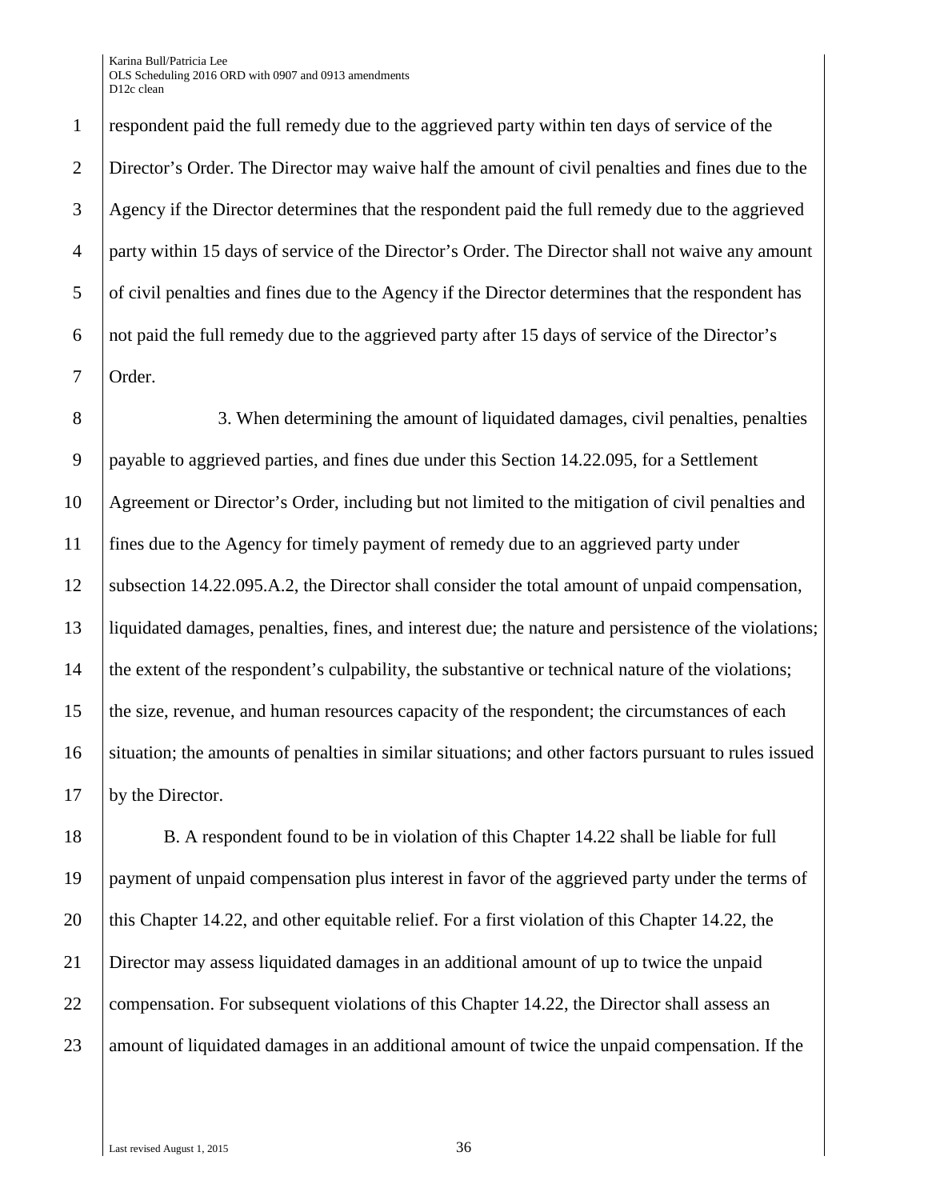respondent paid the full remedy due to the aggrieved party within ten days of service of the Director's Order. The Director may waive half the amount of civil penalties and fines due to the Agency if the Director determines that the respondent paid the full remedy due to the aggrieved party within 15 days of service of the Director's Order. The Director shall not waive any amount of civil penalties and fines due to the Agency if the Director determines that the respondent has not paid the full remedy due to the aggrieved party after 15 days of service of the Director's Order.

3. When determining the amount of liquidated damages, civil penalties, penalties payable to aggrieved parties, and fines due under this Section 14.22.095, for a Settlement Agreement or Director's Order, including but not limited to the mitigation of civil penalties and fines due to the Agency for timely payment of remedy due to an aggrieved party under subsection 14.22.095.A.2, the Director shall consider the total amount of unpaid compensation, liquidated damages, penalties, fines, and interest due; the nature and persistence of the violations; the extent of the respondent's culpability, the substantive or technical nature of the violations; the size, revenue, and human resources capacity of the respondent; the circumstances of each situation; the amounts of penalties in similar situations; and other factors pursuant to rules issued by the Director.

B. A respondent found to be in violation of this Chapter 14.22 shall be liable for full payment of unpaid compensation plus interest in favor of the aggrieved party under the terms of this Chapter 14.22, and other equitable relief. For a first violation of this Chapter 14.22, the Director may assess liquidated damages in an additional amount of up to twice the unpaid compensation. For subsequent violations of this Chapter 14.22, the Director shall assess an amount of liquidated damages in an additional amount of twice the unpaid compensation. If the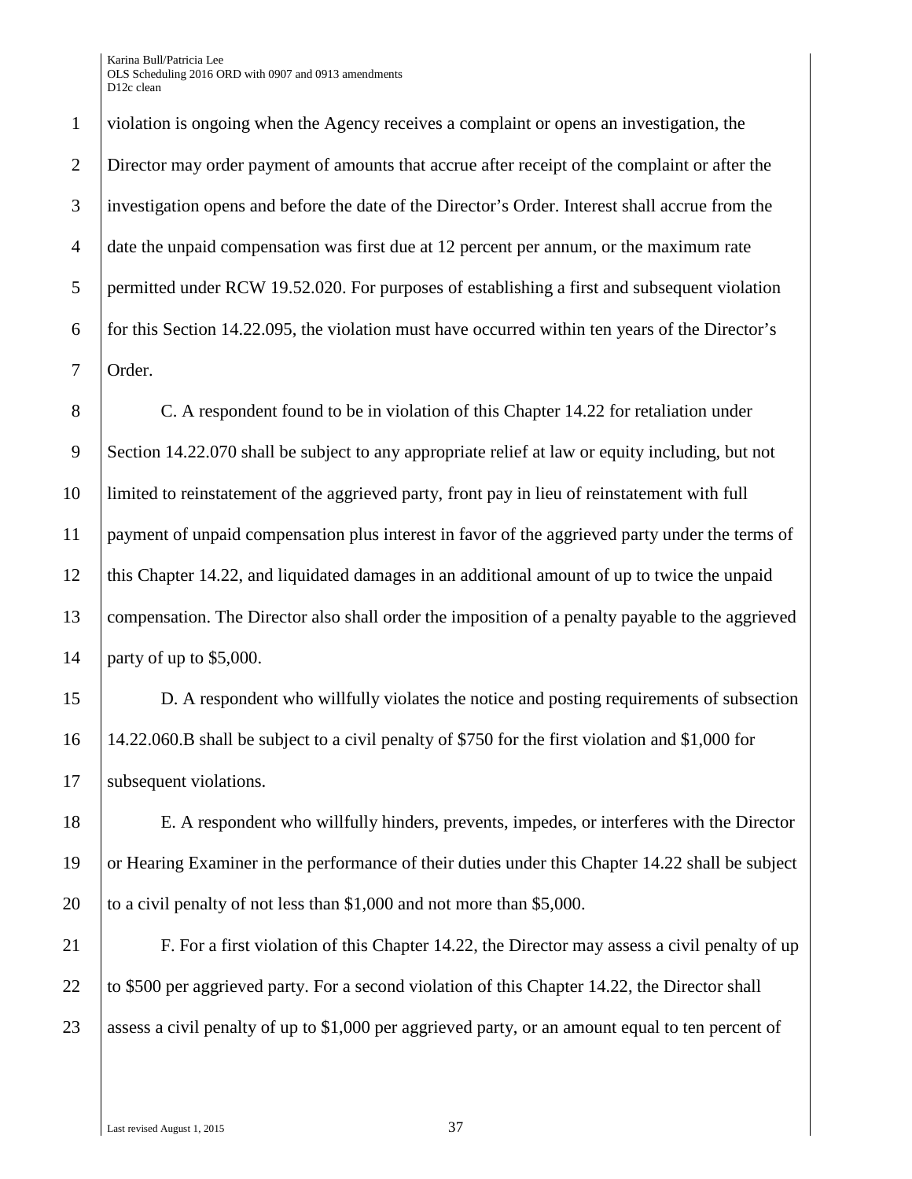violation is ongoing when the Agency receives a complaint or opens an investigation, the Director may order payment of amounts that accrue after receipt of the complaint or after the investigation opens and before the date of the Director's Order. Interest shall accrue from the date the unpaid compensation was first due at 12 percent per annum, or the maximum rate permitted under RCW 19.52.020. For purposes of establishing a first and subsequent violation for this Section 14.22.095, the violation must have occurred within ten years of the Director's Order.

C. A respondent found to be in violation of this Chapter 14.22 for retaliation under Section 14.22.070 shall be subject to any appropriate relief at law or equity including, but not limited to reinstatement of the aggrieved party, front pay in lieu of reinstatement with full payment of unpaid compensation plus interest in favor of the aggrieved party under the terms of this Chapter 14.22, and liquidated damages in an additional amount of up to twice the unpaid compensation. The Director also shall order the imposition of a penalty payable to the aggrieved party of up to $5,000.

D. A respondent who willfully violates the notice and posting requirements of subsection 14.22.060.B shall be subject to a civil penalty of $750 for the first violation and $1,000 for subsequent violations.

E. A respondent who willfully hinders, prevents, impedes, or interferes with the Director or Hearing Examiner in the performance of their duties under this Chapter 14.22 shall be subject to a civil penalty of not less than $1,000 and not more than $5,000.

F. For a first violation of this Chapter 14.22, the Director may assess a civil penalty of up to $500 per aggrieved party. For a second violation of this Chapter 14.22, the Director shall assess a civil penalty of up to $1,000 per aggrieved party, or an amount equal to ten percent of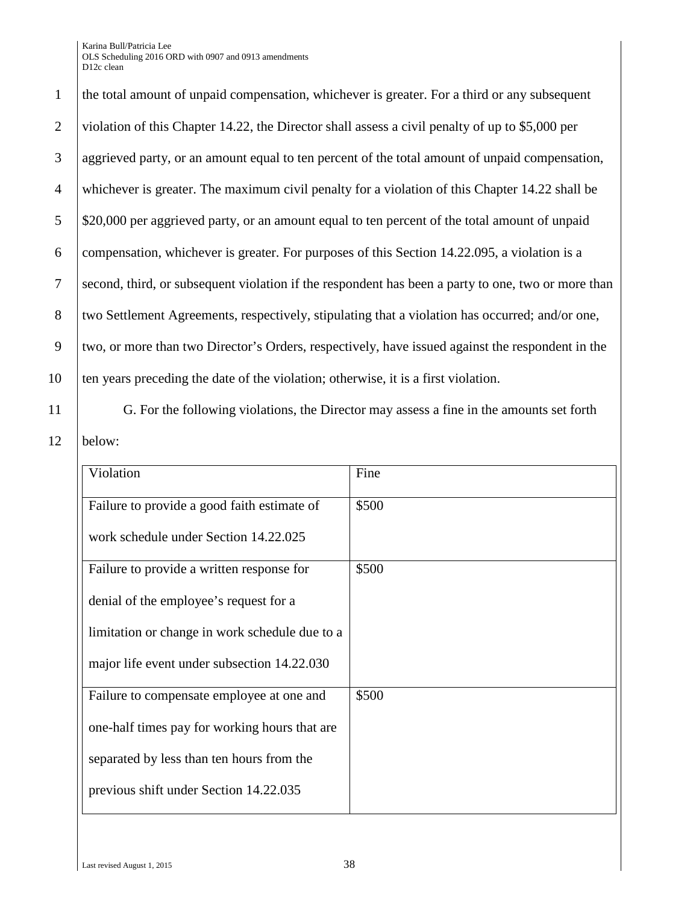the total amount of unpaid compensation, whichever is greater. For a third or any subsequent violation of this Chapter 14.22, the Director shall assess a civil penalty of up to $5,000 per aggrieved party, or an amount equal to ten percent of the total amount of unpaid compensation, whichever is greater. The maximum civil penalty for a violation of this Chapter 14.22 shall be $20,000 per aggrieved party, or an amount equal to ten percent of the total amount of unpaid compensation, whichever is greater. For purposes of this Section 14.22.095, a violation is a second, third, or subsequent violation if the respondent has been a party to one, two or more than two Settlement Agreements, respectively, stipulating that a violation has occurred; and/or one, two, or more than two Director's Orders, respectively, have issued against the respondent in the ten years preceding the date of the violation; otherwise, it is a first violation.

G. For the following violations, the Director may assess a fine in the amounts set forth below:

| Violation | Fine |
|---|---|
| Failure to provide a good faith estimate of work schedule under Section 14.22.025 | $500 |
| Failure to provide a written response for denial of the employee's request for a limitation or change in work schedule due to a major life event under subsection 14.22.030 | $500 |
| Failure to compensate employee at one and one-half times pay for working hours that are separated by less than ten hours from the previous shift under Section 14.22.035 | $500 |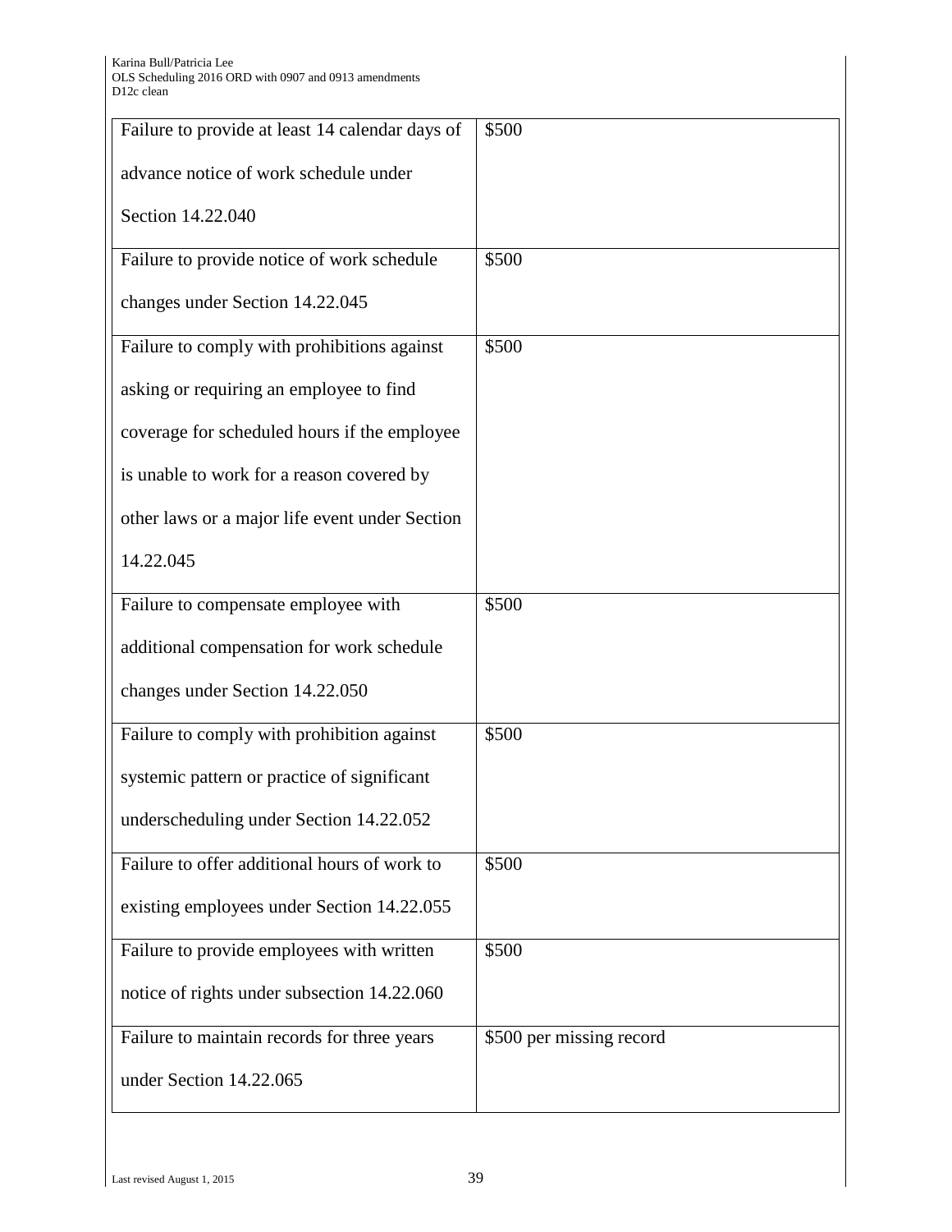| | |
|---|---|
| Failure to provide at least 14 calendar days of advance notice of work schedule under Section 14.22.040 | $500 |
| Failure to provide notice of work schedule changes under Section 14.22.045 | $500 |
| Failure to comply with prohibitions against asking or requiring an employee to find coverage for scheduled hours if the employee is unable to work for a reason covered by other laws or a major life event under Section 14.22.045 | $500 |
| Failure to compensate employee with additional compensation for work schedule changes under Section 14.22.050 | $500 |
| Failure to comply with prohibition against systemic pattern or practice of significant underscheduling under Section 14.22.052 | $500 |
| Failure to offer additional hours of work to existing employees under Section 14.22.055 | $500 |
| Failure to provide employees with written notice of rights under subsection 14.22.060 | $500 |
| Failure to maintain records for three years under Section 14.22.065 | $500 per missing record |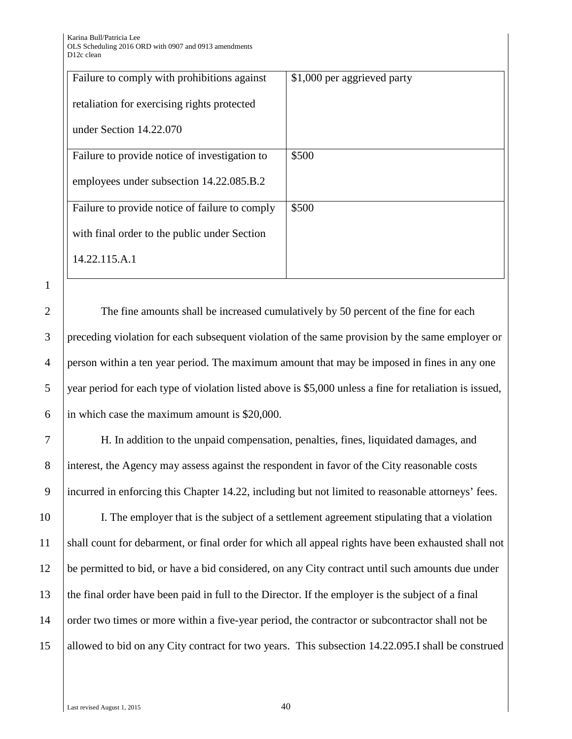| | |
|---|---|
| Failure to comply with prohibitions against retaliation for exercising rights protected under Section 14.22.070 | $1,000 per aggrieved party |
| Failure to provide notice of investigation to employees under subsection 14.22.085.B.2 | $500 |
| Failure to provide notice of failure to comply with final order to the public under Section 14.22.115.A.1 | $500 |

The fine amounts shall be increased cumulatively by 50 percent of the fine for each preceding violation for each subsequent violation of the same provision by the same employer or person within a ten year period. The maximum amount that may be imposed in fines in any one year period for each type of violation listed above is $5,000 unless a fine for retaliation is issued, in which case the maximum amount is $20,000.

H. In addition to the unpaid compensation, penalties, fines, liquidated damages, and interest, the Agency may assess against the respondent in favor of the City reasonable costs incurred in enforcing this Chapter 14.22, including but not limited to reasonable attorneys' fees.

I. The employer that is the subject of a settlement agreement stipulating that a violation shall count for debarment, or final order for which all appeal rights have been exhausted shall not be permitted to bid, or have a bid considered, on any City contract until such amounts due under the final order have been paid in full to the Director. If the employer is the subject of a final order two times or more within a five-year period, the contractor or subcontractor shall not be allowed to bid on any City contract for two years. This subsection 14.22.095.I shall be construed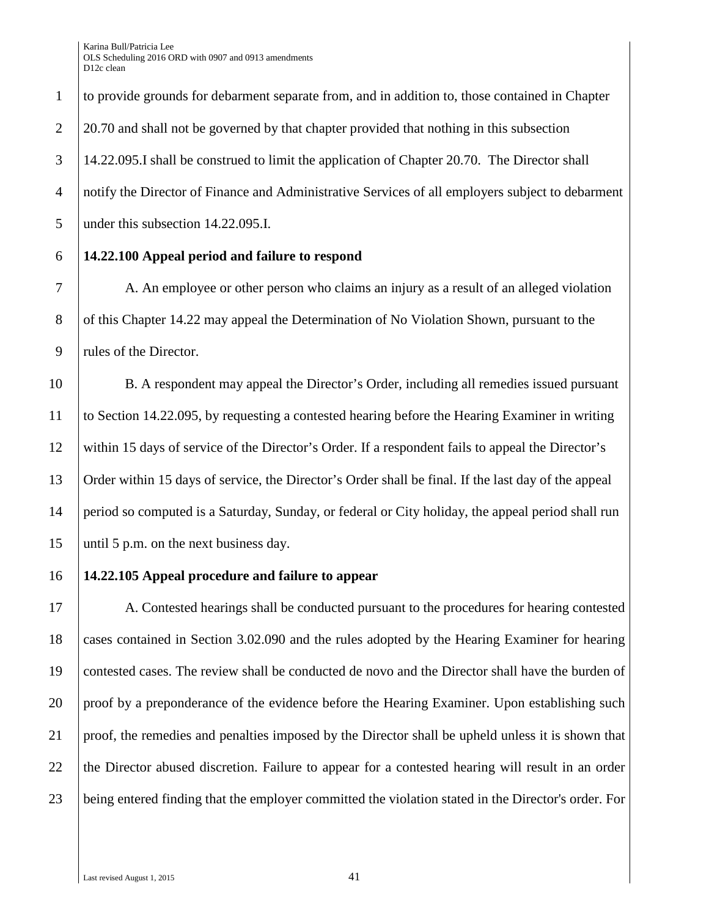to provide grounds for debarment separate from, and in addition to, those contained in Chapter 20.70 and shall not be governed by that chapter provided that nothing in this subsection 14.22.095.I shall be construed to limit the application of Chapter 20.70. The Director shall notify the Director of Finance and Administrative Services of all employers subject to debarment under this subsection 14.22.095.I.

**14.22.100 Appeal period and failure to respond**

A. An employee or other person who claims an injury as a result of an alleged violation of this Chapter 14.22 may appeal the Determination of No Violation Shown, pursuant to the rules of the Director.

B. A respondent may appeal the Director's Order, including all remedies issued pursuant to Section 14.22.095, by requesting a contested hearing before the Hearing Examiner in writing within 15 days of service of the Director's Order. If a respondent fails to appeal the Director's Order within 15 days of service, the Director's Order shall be final. If the last day of the appeal period so computed is a Saturday, Sunday, or federal or City holiday, the appeal period shall run until 5 p.m. on the next business day.

**14.22.105 Appeal procedure and failure to appear**

A. Contested hearings shall be conducted pursuant to the procedures for hearing contested cases contained in Section 3.02.090 and the rules adopted by the Hearing Examiner for hearing contested cases. The review shall be conducted de novo and the Director shall have the burden of proof by a preponderance of the evidence before the Hearing Examiner. Upon establishing such proof, the remedies and penalties imposed by the Director shall be upheld unless it is shown that the Director abused discretion. Failure to appear for a contested hearing will result in an order being entered finding that the employer committed the violation stated in the Director's order. For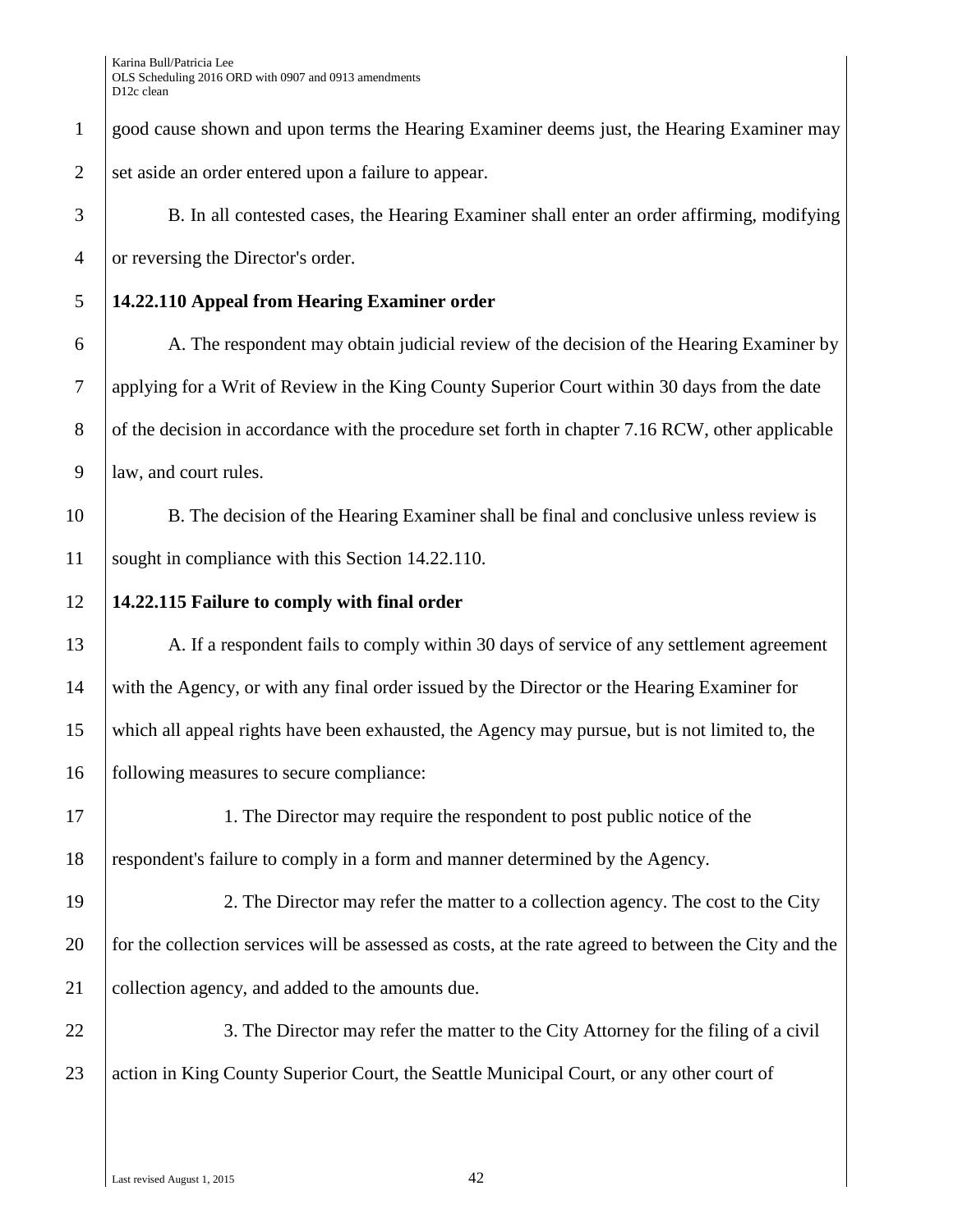good cause shown and upon terms the Hearing Examiner deems just, the Hearing Examiner may set aside an order entered upon a failure to appear.

B. In all contested cases, the Hearing Examiner shall enter an order affirming, modifying or reversing the Director's order.

**14.22.110 Appeal from Hearing Examiner order**

A. The respondent may obtain judicial review of the decision of the Hearing Examiner by applying for a Writ of Review in the King County Superior Court within 30 days from the date of the decision in accordance with the procedure set forth in chapter 7.16 RCW, other applicable law, and court rules.

B. The decision of the Hearing Examiner shall be final and conclusive unless review is sought in compliance with this Section 14.22.110.

**14.22.115 Failure to comply with final order**

A. If a respondent fails to comply within 30 days of service of any settlement agreement with the Agency, or with any final order issued by the Director or the Hearing Examiner for which all appeal rights have been exhausted, the Agency may pursue, but is not limited to, the following measures to secure compliance:

1. The Director may require the respondent to post public notice of the respondent's failure to comply in a form and manner determined by the Agency.

2. The Director may refer the matter to a collection agency. The cost to the City for the collection services will be assessed as costs, at the rate agreed to between the City and the collection agency, and added to the amounts due.

3. The Director may refer the matter to the City Attorney for the filing of a civil action in King County Superior Court, the Seattle Municipal Court, or any other court of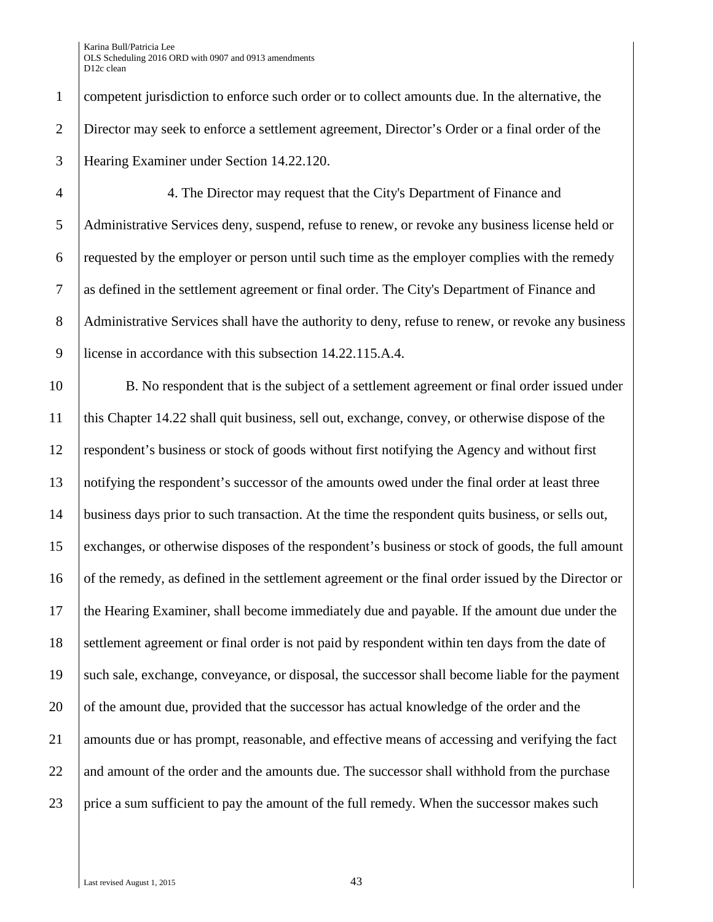competent jurisdiction to enforce such order or to collect amounts due. In the alternative, the Director may seek to enforce a settlement agreement, Director's Order or a final order of the Hearing Examiner under Section 14.22.120.

4. The Director may request that the City's Department of Finance and Administrative Services deny, suspend, refuse to renew, or revoke any business license held or requested by the employer or person until such time as the employer complies with the remedy as defined in the settlement agreement or final order. The City's Department of Finance and Administrative Services shall have the authority to deny, refuse to renew, or revoke any business license in accordance with this subsection 14.22.115.A.4.

B. No respondent that is the subject of a settlement agreement or final order issued under this Chapter 14.22 shall quit business, sell out, exchange, convey, or otherwise dispose of the respondent's business or stock of goods without first notifying the Agency and without first notifying the respondent's successor of the amounts owed under the final order at least three business days prior to such transaction. At the time the respondent quits business, or sells out, exchanges, or otherwise disposes of the respondent's business or stock of goods, the full amount of the remedy, as defined in the settlement agreement or the final order issued by the Director or the Hearing Examiner, shall become immediately due and payable. If the amount due under the settlement agreement or final order is not paid by respondent within ten days from the date of such sale, exchange, conveyance, or disposal, the successor shall become liable for the payment of the amount due, provided that the successor has actual knowledge of the order and the amounts due or has prompt, reasonable, and effective means of accessing and verifying the fact and amount of the order and the amounts due. The successor shall withhold from the purchase price a sum sufficient to pay the amount of the full remedy. When the successor makes such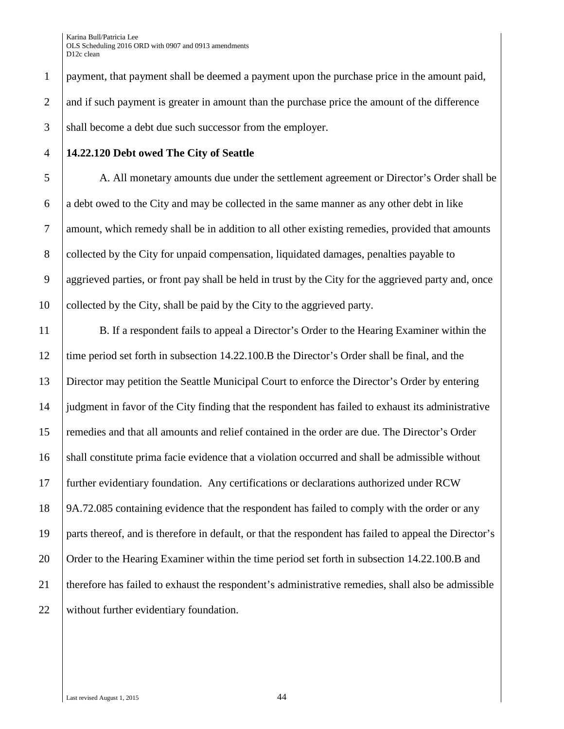payment, that payment shall be deemed a payment upon the purchase price in the amount paid, and if such payment is greater in amount than the purchase price the amount of the difference shall become a debt due such successor from the employer.

**14.22.120 Debt owed The City of Seattle**

A. All monetary amounts due under the settlement agreement or Director's Order shall be a debt owed to the City and may be collected in the same manner as any other debt in like amount, which remedy shall be in addition to all other existing remedies, provided that amounts collected by the City for unpaid compensation, liquidated damages, penalties payable to aggrieved parties, or front pay shall be held in trust by the City for the aggrieved party and, once collected by the City, shall be paid by the City to the aggrieved party.

B. If a respondent fails to appeal a Director's Order to the Hearing Examiner within the time period set forth in subsection 14.22.100.B the Director's Order shall be final, and the Director may petition the Seattle Municipal Court to enforce the Director's Order by entering judgment in favor of the City finding that the respondent has failed to exhaust its administrative remedies and that all amounts and relief contained in the order are due. The Director's Order shall constitute prima facie evidence that a violation occurred and shall be admissible without further evidentiary foundation. Any certifications or declarations authorized under RCW 9A.72.085 containing evidence that the respondent has failed to comply with the order or any parts thereof, and is therefore in default, or that the respondent has failed to appeal the Director's Order to the Hearing Examiner within the time period set forth in subsection 14.22.100.B and therefore has failed to exhaust the respondent's administrative remedies, shall also be admissible without further evidentiary foundation.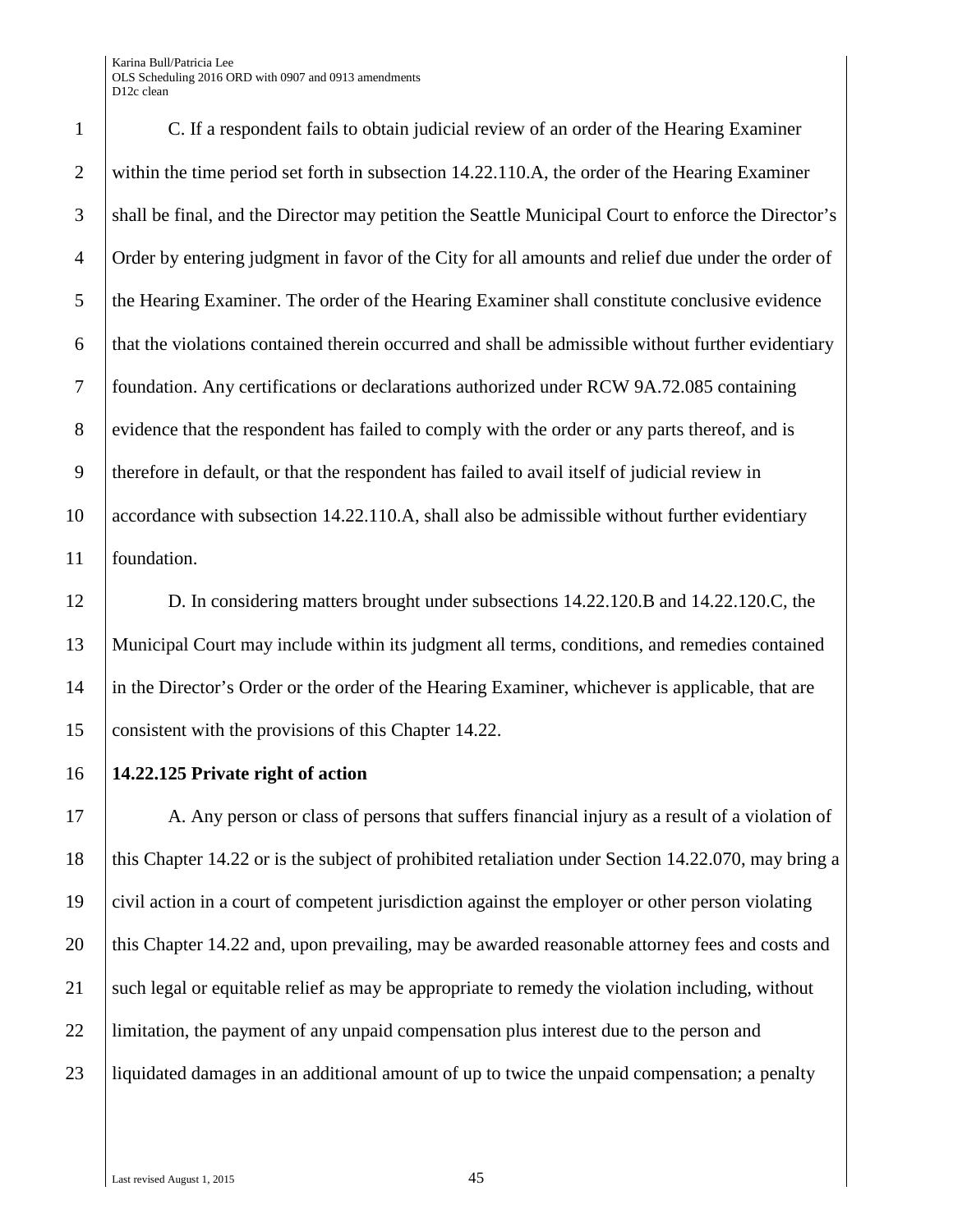C. If a respondent fails to obtain judicial review of an order of the Hearing Examiner within the time period set forth in subsection 14.22.110.A, the order of the Hearing Examiner shall be final, and the Director may petition the Seattle Municipal Court to enforce the Director's Order by entering judgment in favor of the City for all amounts and relief due under the order of the Hearing Examiner. The order of the Hearing Examiner shall constitute conclusive evidence that the violations contained therein occurred and shall be admissible without further evidentiary foundation. Any certifications or declarations authorized under RCW 9A.72.085 containing evidence that the respondent has failed to comply with the order or any parts thereof, and is therefore in default, or that the respondent has failed to avail itself of judicial review in accordance with subsection 14.22.110.A, shall also be admissible without further evidentiary foundation.

D. In considering matters brought under subsections 14.22.120.B and 14.22.120.C, the Municipal Court may include within its judgment all terms, conditions, and remedies contained in the Director's Order or the order of the Hearing Examiner, whichever is applicable, that are consistent with the provisions of this Chapter 14.22.

**14.22.125 Private right of action**

A. Any person or class of persons that suffers financial injury as a result of a violation of this Chapter 14.22 or is the subject of prohibited retaliation under Section 14.22.070, may bring a civil action in a court of competent jurisdiction against the employer or other person violating this Chapter 14.22 and, upon prevailing, may be awarded reasonable attorney fees and costs and such legal or equitable relief as may be appropriate to remedy the violation including, without limitation, the payment of any unpaid compensation plus interest due to the person and liquidated damages in an additional amount of up to twice the unpaid compensation; a penalty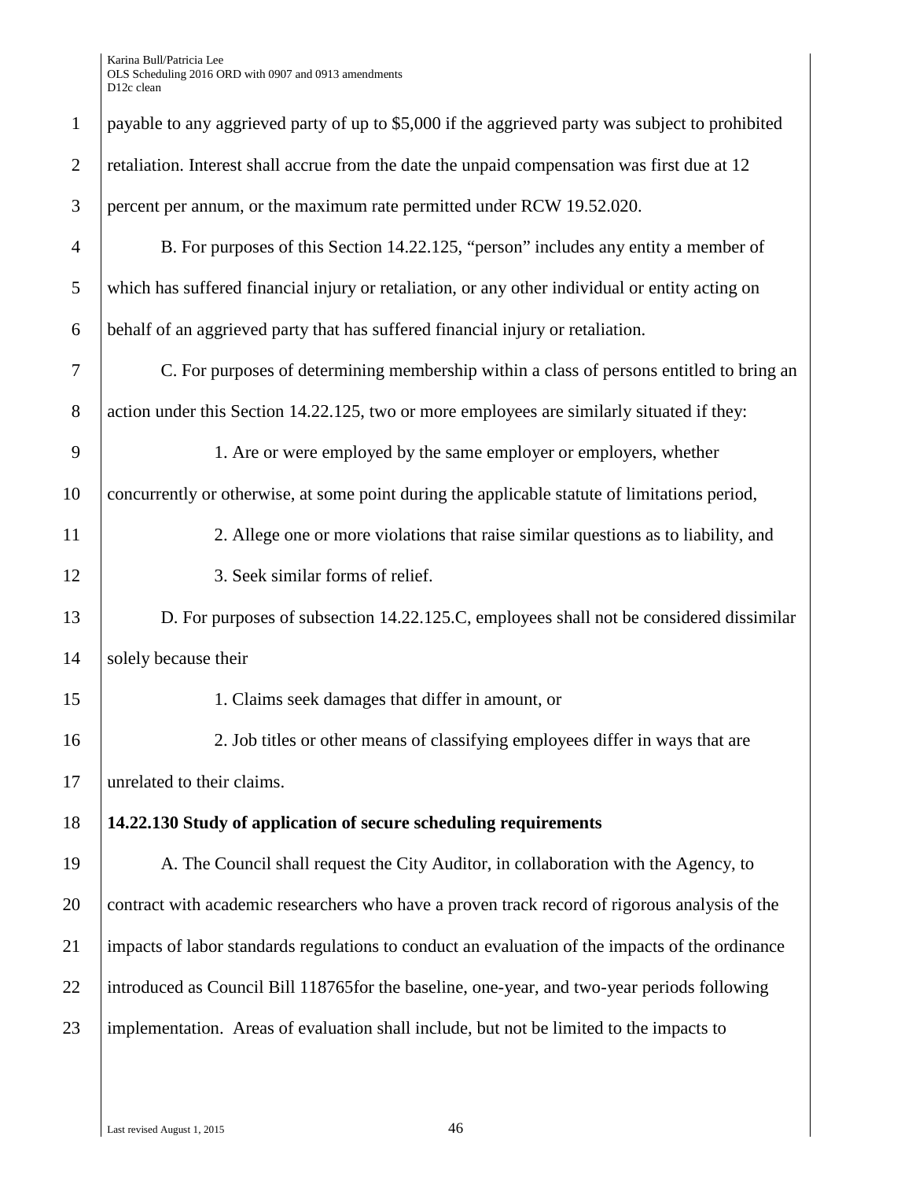payable to any aggrieved party of up to $5,000 if the aggrieved party was subject to prohibited retaliation. Interest shall accrue from the date the unpaid compensation was first due at 12 percent per annum, or the maximum rate permitted under RCW 19.52.020.

B. For purposes of this Section 14.22.125, "person" includes any entity a member of which has suffered financial injury or retaliation, or any other individual or entity acting on behalf of an aggrieved party that has suffered financial injury or retaliation.

C. For purposes of determining membership within a class of persons entitled to bring an action under this Section 14.22.125, two or more employees are similarly situated if they:

1. Are or were employed by the same employer or employers, whether concurrently or otherwise, at some point during the applicable statute of limitations period,

2. Allege one or more violations that raise similar questions as to liability, and

3. Seek similar forms of relief.

D. For purposes of subsection 14.22.125.C, employees shall not be considered dissimilar solely because their

1. Claims seek damages that differ in amount, or

2. Job titles or other means of classifying employees differ in ways that are unrelated to their claims.

**14.22.130 Study of application of secure scheduling requirements**

A. The Council shall request the City Auditor, in collaboration with the Agency, to contract with academic researchers who have a proven track record of rigorous analysis of the impacts of labor standards regulations to conduct an evaluation of the impacts of the ordinance introduced as Council Bill 118765for the baseline, one-year, and two-year periods following implementation. Areas of evaluation shall include, but not be limited to the impacts to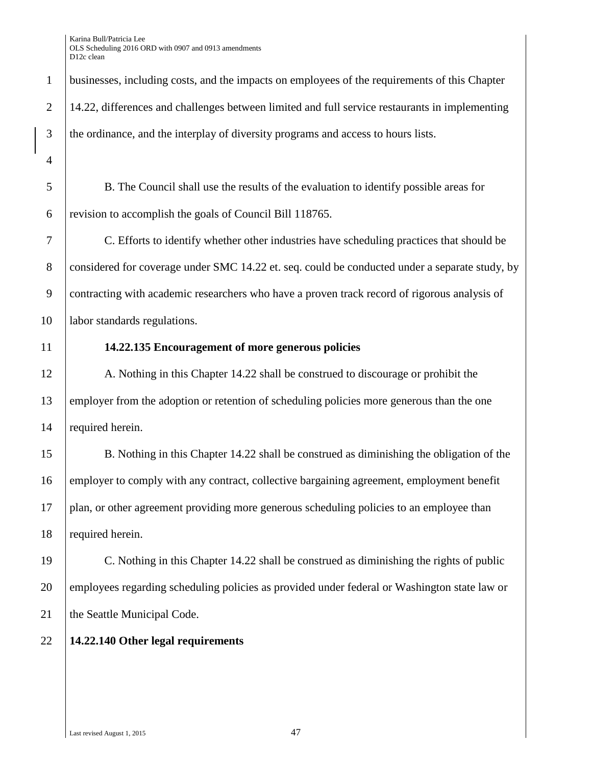businesses, including costs, and the impacts on employees of the requirements of this Chapter 14.22, differences and challenges between limited and full service restaurants in implementing the ordinance, and the interplay of diversity programs and access to hours lists.

B. The Council shall use the results of the evaluation to identify possible areas for revision to accomplish the goals of Council Bill 118765.

C. Efforts to identify whether other industries have scheduling practices that should be considered for coverage under SMC 14.22 et. seq. could be conducted under a separate study, by contracting with academic researchers who have a proven track record of rigorous analysis of labor standards regulations.

**14.22.135 Encouragement of more generous policies**

A. Nothing in this Chapter 14.22 shall be construed to discourage or prohibit the employer from the adoption or retention of scheduling policies more generous than the one required herein.

B. Nothing in this Chapter 14.22 shall be construed as diminishing the obligation of the employer to comply with any contract, collective bargaining agreement, employment benefit plan, or other agreement providing more generous scheduling policies to an employee than required herein.

C. Nothing in this Chapter 14.22 shall be construed as diminishing the rights of public employees regarding scheduling policies as provided under federal or Washington state law or the Seattle Municipal Code.

**14.22.140 Other legal requirements**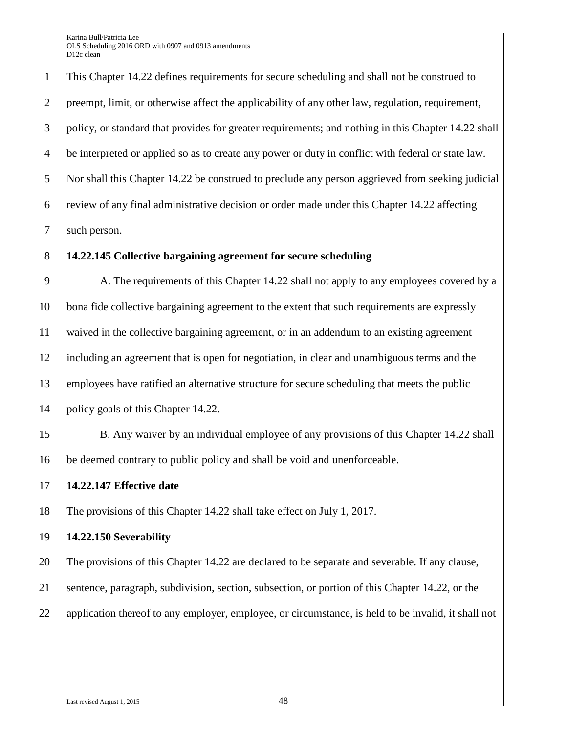This Chapter 14.22 defines requirements for secure scheduling and shall not be construed to preempt, limit, or otherwise affect the applicability of any other law, regulation, requirement, policy, or standard that provides for greater requirements; and nothing in this Chapter 14.22 shall be interpreted or applied so as to create any power or duty in conflict with federal or state law. Nor shall this Chapter 14.22 be construed to preclude any person aggrieved from seeking judicial review of any final administrative decision or order made under this Chapter 14.22 affecting such person.

**14.22.145 Collective bargaining agreement for secure scheduling**

A. The requirements of this Chapter 14.22 shall not apply to any employees covered by a bona fide collective bargaining agreement to the extent that such requirements are expressly waived in the collective bargaining agreement, or in an addendum to an existing agreement including an agreement that is open for negotiation, in clear and unambiguous terms and the employees have ratified an alternative structure for secure scheduling that meets the public policy goals of this Chapter 14.22.

B. Any waiver by an individual employee of any provisions of this Chapter 14.22 shall be deemed contrary to public policy and shall be void and unenforceable.

**14.22.147 Effective date**

The provisions of this Chapter 14.22 shall take effect on July 1, 2017.

**14.22.150 Severability**

The provisions of this Chapter 14.22 are declared to be separate and severable. If any clause, sentence, paragraph, subdivision, section, subsection, or portion of this Chapter 14.22, or the application thereof to any employer, employee, or circumstance, is held to be invalid, it shall not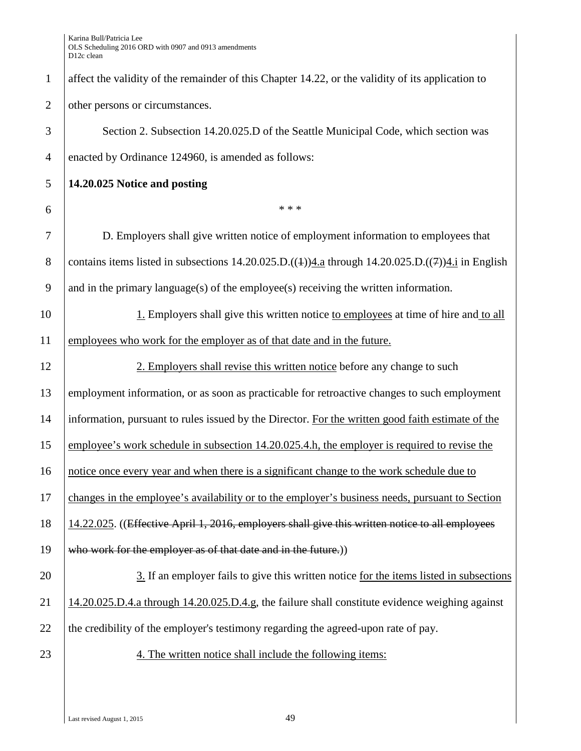affect the validity of the remainder of this Chapter 14.22, or the validity of its application to other persons or circumstances.

Section 2. Subsection 14.20.025.D of the Seattle Municipal Code, which section was enacted by Ordinance 124960, is amended as follows:

**14.20.025 Notice and posting**

\* \* \*

D. Employers shall give written notice of employment information to employees that contains items listed in subsections 14.20.025.D.((~~1~~))<u>4.a</u> through 14.20.025.D.((~~7~~))<u>4.i</u> in English and in the primary language(s) of the employee(s) receiving the written information.

<u>1.</u> Employers shall give this written notice <u>to employees</u> at time of hire and <u>to all employees who work for the employer as of that date and in the future.</u>

<u>2. Employers shall revise this written notice</u> before any change to such employment information, or as soon as practicable for retroactive changes to such employment information, pursuant to rules issued by the Director. <u>For the written good faith estimate of the employee's work schedule in subsection 14.20.025.4.h, the employer is required to revise the notice once every year and when there is a significant change to the work schedule due to changes in the employee's availability or to the employer's business needs, pursuant to Section 14.22.025</u>. ((~~Effective April 1, 2016, employers shall give this written notice to all employees who work for the employer as of that date and in the future.~~))

<u>3.</u> If an employer fails to give this written notice <u>for the items listed in subsections 14.20.025.D.4.a through 14.20.025.D.4.g</u>, the failure shall constitute evidence weighing against the credibility of the employer's testimony regarding the agreed-upon rate of pay.

<u>4. The written notice shall include the following items:</u>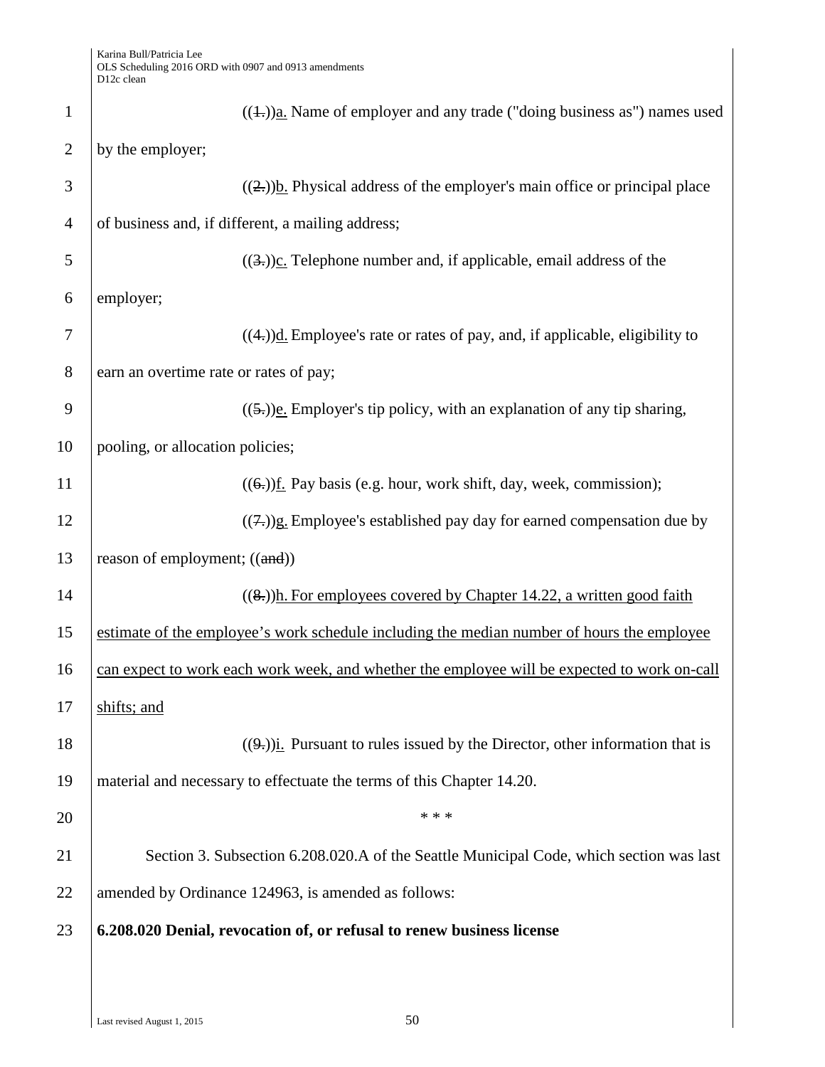((~~1.~~))a. Name of employer and any trade ("doing business as") names used by the employer;

((~~2.~~))b. Physical address of the employer's main office or principal place of business and, if different, a mailing address;

((~~3.~~))c. Telephone number and, if applicable, email address of the employer;

((~~4.~~))d. Employee's rate or rates of pay, and, if applicable, eligibility to earn an overtime rate or rates of pay;

((~~5.~~))e. Employer's tip policy, with an explanation of any tip sharing, pooling, or allocation policies;

((~~6.~~))f. Pay basis (e.g. hour, work shift, day, week, commission);

((~~7.~~))g. Employee's established pay day for earned compensation due by reason of employment; ((~~and~~))

((~~8.~~))h. For employees covered by Chapter 14.22, a written good faith estimate of the employee's work schedule including the median number of hours the employee can expect to work each work week, and whether the employee will be expected to work on-call shifts; and

((~~9.~~))i. Pursuant to rules issued by the Director, other information that is material and necessary to effectuate the terms of this Chapter 14.20.

\* \* \*

Section 3. Subsection 6.208.020.A of the Seattle Municipal Code, which section was last amended by Ordinance 124963, is amended as follows:

**6.208.020 Denial, revocation of, or refusal to renew business license**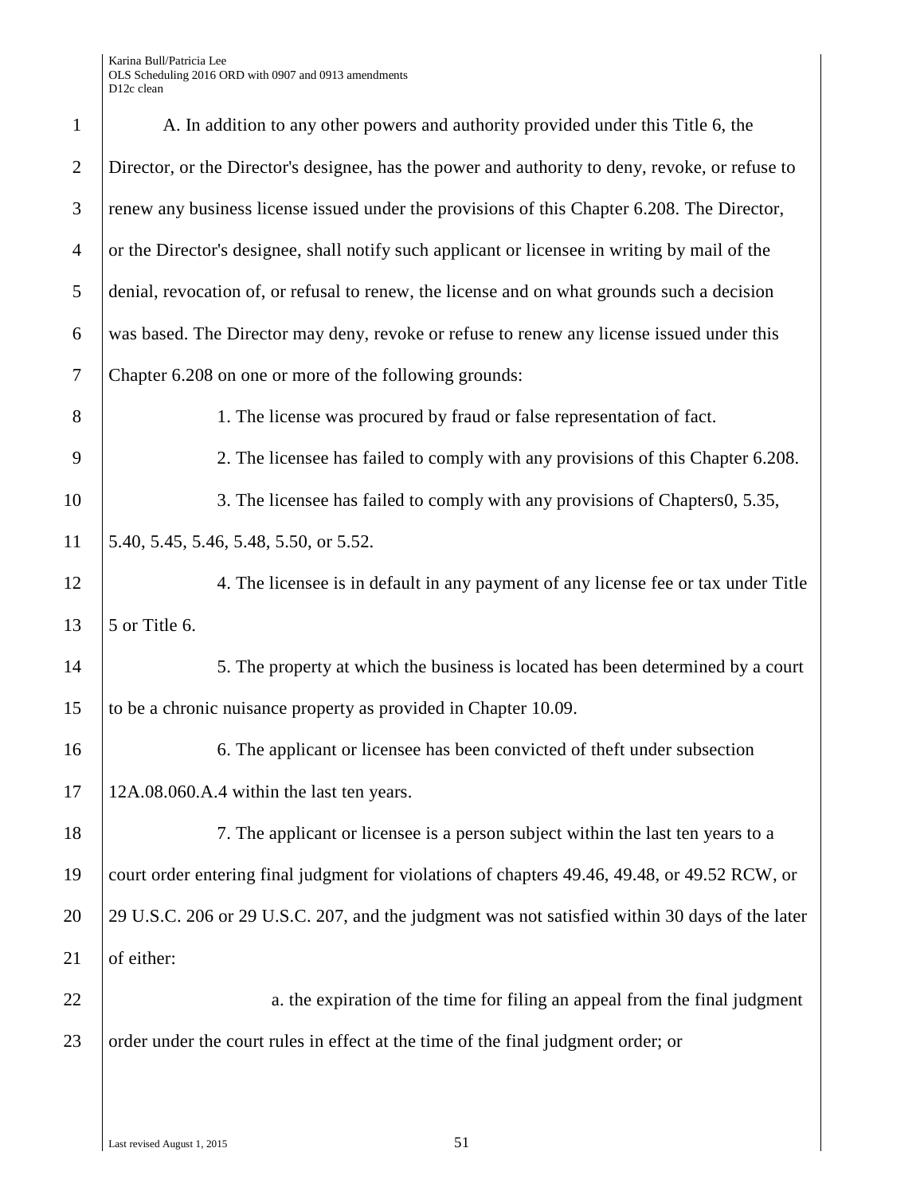A. In addition to any other powers and authority provided under this Title 6, the Director, or the Director's designee, has the power and authority to deny, revoke, or refuse to renew any business license issued under the provisions of this Chapter 6.208. The Director, or the Director's designee, shall notify such applicant or licensee in writing by mail of the denial, revocation of, or refusal to renew, the license and on what grounds such a decision was based. The Director may deny, revoke or refuse to renew any license issued under this Chapter 6.208 on one or more of the following grounds:

1. The license was procured by fraud or false representation of fact.

2. The licensee has failed to comply with any provisions of this Chapter 6.208.

3. The licensee has failed to comply with any provisions of Chapters0, 5.35, 5.40, 5.45, 5.46, 5.48, 5.50, or 5.52.

4. The licensee is in default in any payment of any license fee or tax under Title 5 or Title 6.

5. The property at which the business is located has been determined by a court to be a chronic nuisance property as provided in Chapter 10.09.

6. The applicant or licensee has been convicted of theft under subsection 12A.08.060.A.4 within the last ten years.

7. The applicant or licensee is a person subject within the last ten years to a court order entering final judgment for violations of chapters 49.46, 49.48, or 49.52 RCW, or 29 U.S.C. 206 or 29 U.S.C. 207, and the judgment was not satisfied within 30 days of the later of either:

a. the expiration of the time for filing an appeal from the final judgment order under the court rules in effect at the time of the final judgment order; or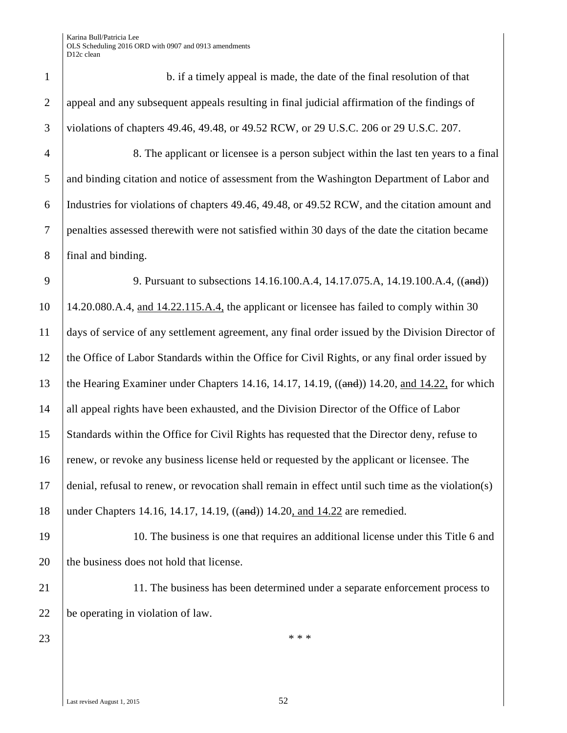b. if a timely appeal is made, the date of the final resolution of that appeal and any subsequent appeals resulting in final judicial affirmation of the findings of violations of chapters 49.46, 49.48, or 49.52 RCW, or 29 U.S.C. 206 or 29 U.S.C. 207.

8. The applicant or licensee is a person subject within the last ten years to a final and binding citation and notice of assessment from the Washington Department of Labor and Industries for violations of chapters 49.46, 49.48, or 49.52 RCW, and the citation amount and penalties assessed therewith were not satisfied within 30 days of the date the citation became final and binding.

9. Pursuant to subsections 14.16.100.A.4, 14.17.075.A, 14.19.100.A.4, ((~~and~~)) 14.20.080.A.4, <u>and 14.22.115.A.4,</u> the applicant or licensee has failed to comply within 30 days of service of any settlement agreement, any final order issued by the Division Director of the Office of Labor Standards within the Office for Civil Rights, or any final order issued by the Hearing Examiner under Chapters 14.16, 14.17, 14.19, ((~~and~~)) 14.20, <u>and 14.22,</u> for which all appeal rights have been exhausted, and the Division Director of the Office of Labor Standards within the Office for Civil Rights has requested that the Director deny, refuse to renew, or revoke any business license held or requested by the applicant or licensee. The denial, refusal to renew, or revocation shall remain in effect until such time as the violation(s) under Chapters 14.16, 14.17, 14.19, ((~~and~~)) 14.20<u>, and 14.22</u> are remedied.

10. The business is one that requires an additional license under this Title 6 and the business does not hold that license.

11. The business has been determined under a separate enforcement process to be operating in violation of law.

* * *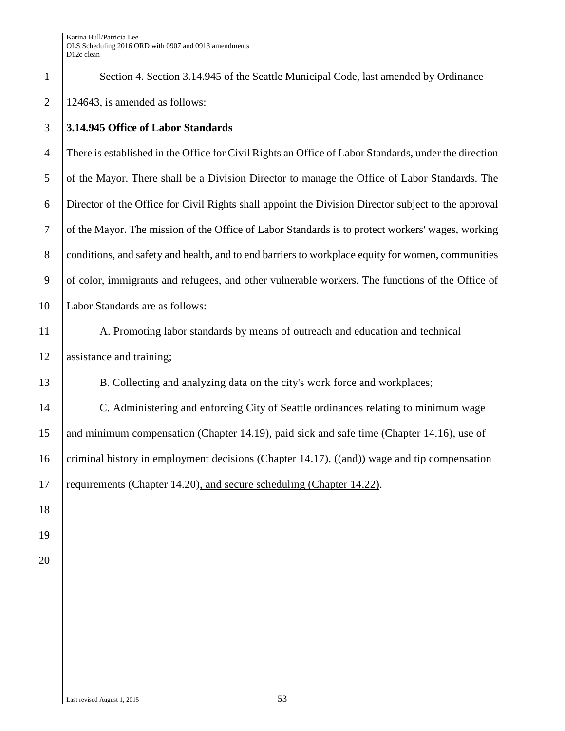Section 4. Section 3.14.945 of the Seattle Municipal Code, last amended by Ordinance 124643, is amended as follows:

**3.14.945 Office of Labor Standards**

There is established in the Office for Civil Rights an Office of Labor Standards, under the direction of the Mayor. There shall be a Division Director to manage the Office of Labor Standards. The Director of the Office for Civil Rights shall appoint the Division Director subject to the approval of the Mayor. The mission of the Office of Labor Standards is to protect workers' wages, working conditions, and safety and health, and to end barriers to workplace equity for women, communities of color, immigrants and refugees, and other vulnerable workers. The functions of the Office of Labor Standards are as follows:

A. Promoting labor standards by means of outreach and education and technical assistance and training;

B. Collecting and analyzing data on the city's work force and workplaces;

C. Administering and enforcing City of Seattle ordinances relating to minimum wage and minimum compensation (Chapter 14.19), paid sick and safe time (Chapter 14.16), use of criminal history in employment decisions (Chapter 14.17), ((~~and~~)) wage and tip compensation requirements (Chapter 14.20)<u>, and secure scheduling (Chapter 14.22)</u>.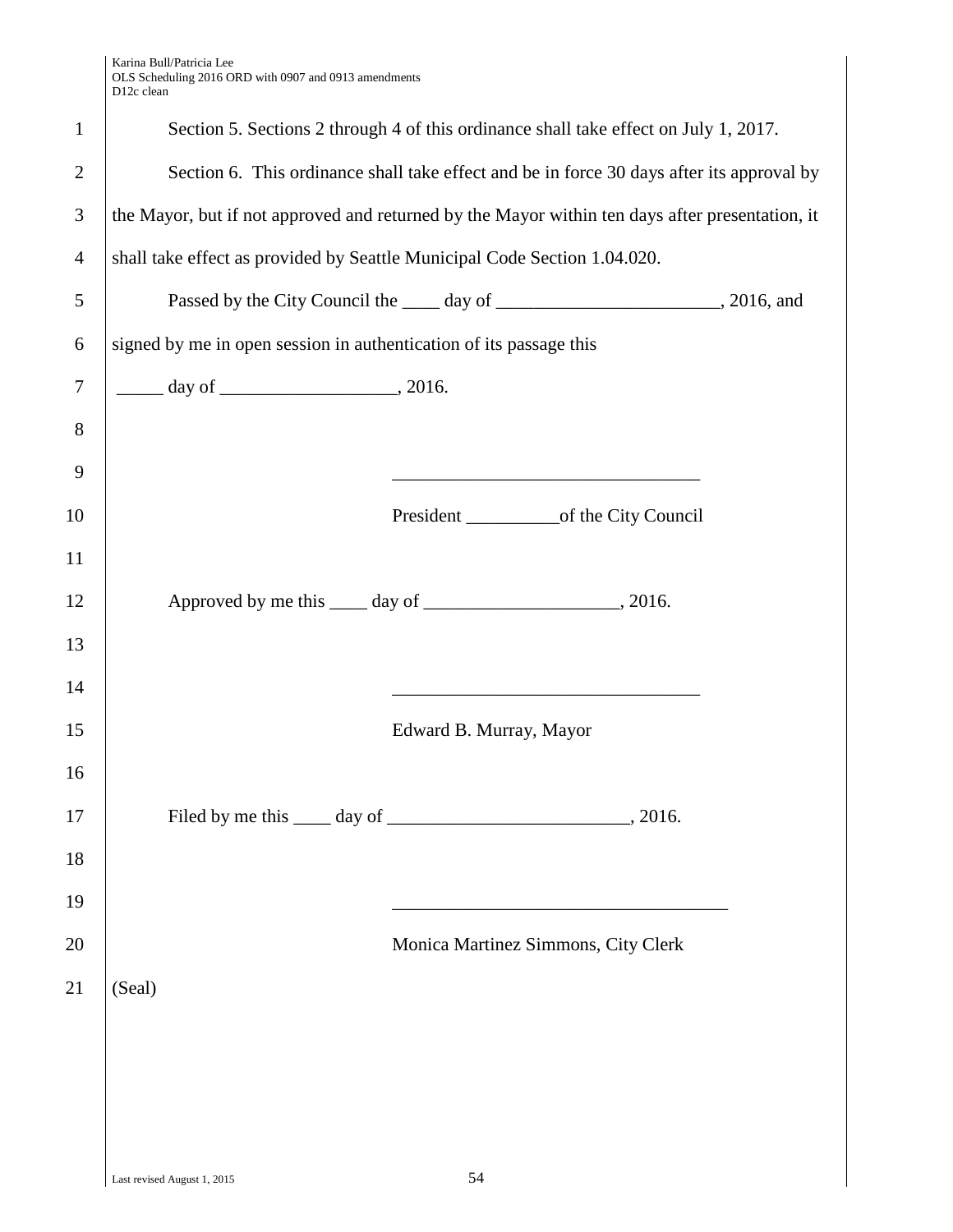Section 5. Sections 2 through 4 of this ordinance shall take effect on July 1, 2017.

Section 6. This ordinance shall take effect and be in force 30 days after its approval by the Mayor, but if not approved and returned by the Mayor within ten days after presentation, it shall take effect as provided by Seattle Municipal Code Section 1.04.020.

Passed by the City Council the ____ day of ________________________, 2016, and signed by me in open session in authentication of its passage this

_____ day of ___________________, 2016.

_________________________________

President __________of the City Council

Approved by me this ____ day of _____________________, 2016.

_________________________________

Edward B. Murray, Mayor

Filed by me this ____ day of __________________________, 2016.

____________________________________

Monica Martinez Simmons, City Clerk

(Seal)